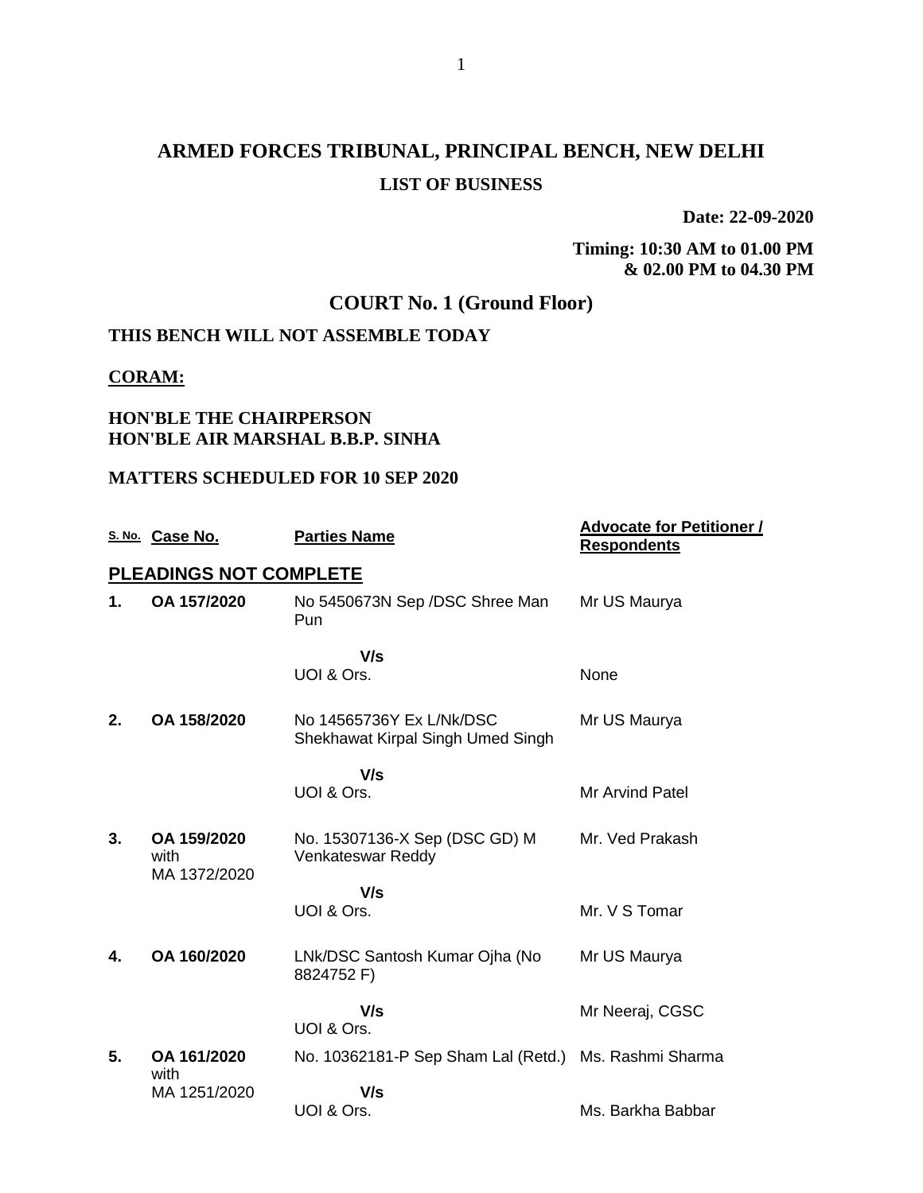# ARMED FORCES TRIBUNAL, PRINCIPAL BENCH, NEW DELHI

## LIST OF BUSINESS

**Date: 22-09-2020**

**Timing: 10:30 AM to 01.00 PM & 02.00 PM to 04.30 PM**

## COURT No. 1 (Ground Floor)

**THIS BENCH WILL NOT ASSEMBLE TODAY**

**CORAM:**

**HON'BLE THE CHAIRPERSON**
**HON'BLE AIR MARSHAL B.B.P. SINHA**

**MATTERS SCHEDULED FOR 10 SEP 2020**

| S. No. | Case No. | Parties Name | Advocate for Petitioner / Respondents |
|---|---|---|---|
| **PLEADINGS NOT COMPLETE** | | | |
| **1.** | **OA 157/2020** | No 5450673N Sep /DSC Shree Man Pun | Mr US Maurya |
| | | **V/s** UOI & Ors. | None |
| **2.** | **OA 158/2020** | No 14565736Y Ex L/Nk/DSC Shekhawat Kirpal Singh Umed Singh | Mr US Maurya |
| | | **V/s** UOI & Ors. | Mr Arvind Patel |
| **3.** | **OA 159/2020** with MA 1372/2020 | No. 15307136-X Sep (DSC GD) M Venkateswar Reddy | Mr. Ved Prakash |
| | | **V/s** UOI & Ors. | Mr. V S Tomar |
| **4.** | **OA 160/2020** | LNk/DSC Santosh Kumar Ojha (No 8824752 F) | Mr US Maurya |
| | | **V/s** UOI & Ors. | Mr Neeraj, CGSC |
| **5.** | **OA 161/2020** with MA 1251/2020 | No. 10362181-P Sep Sham Lal (Retd.) | Ms. Rashmi Sharma |
| | | **V/s** UOI & Ors. | Ms. Barkha Babbar |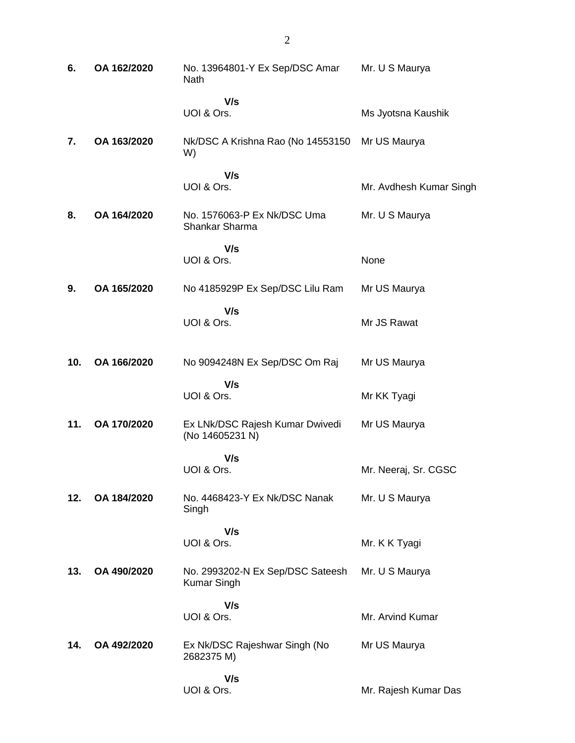| | | | |
|---|---|---|---|
| **6.** | **OA 162/2020** | No. 13964801-Y Ex Sep/DSC Amar Nath | Mr. U S Maurya |
| | | **V/s** UOI & Ors. | Ms Jyotsna Kaushik |
| **7.** | **OA 163/2020** | Nk/DSC A Krishna Rao (No 14553150 W) | Mr US Maurya |
| | | **V/s** UOI & Ors. | Mr. Avdhesh Kumar Singh |
| **8.** | **OA 164/2020** | No. 1576063-P Ex Nk/DSC Uma Shankar Sharma | Mr. U S Maurya |
| | | **V/s** UOI & Ors. | None |
| **9.** | **OA 165/2020** | No 4185929P Ex Sep/DSC Lilu Ram | Mr US Maurya |
| | | **V/s** UOI & Ors. | Mr JS Rawat |
| **10.** | **OA 166/2020** | No 9094248N Ex Sep/DSC Om Raj | Mr US Maurya |
| | | **V/s** UOI & Ors. | Mr KK Tyagi |
| **11.** | **OA 170/2020** | Ex LNk/DSC Rajesh Kumar Dwivedi (No 14605231 N) | Mr US Maurya |
| | | **V/s** UOI & Ors. | Mr. Neeraj, Sr. CGSC |
| **12.** | **OA 184/2020** | No. 4468423-Y Ex Nk/DSC Nanak Singh | Mr. U S Maurya |
| | | **V/s** UOI & Ors. | Mr. K K Tyagi |
| **13.** | **OA 490/2020** | No. 2993202-N Ex Sep/DSC Sateesh Kumar Singh | Mr. U S Maurya |
| | | **V/s** UOI & Ors. | Mr. Arvind Kumar |
| **14.** | **OA 492/2020** | Ex Nk/DSC Rajeshwar Singh (No 2682375 M) | Mr US Maurya |
| | | **V/s** UOI & Ors. | Mr. Rajesh Kumar Das |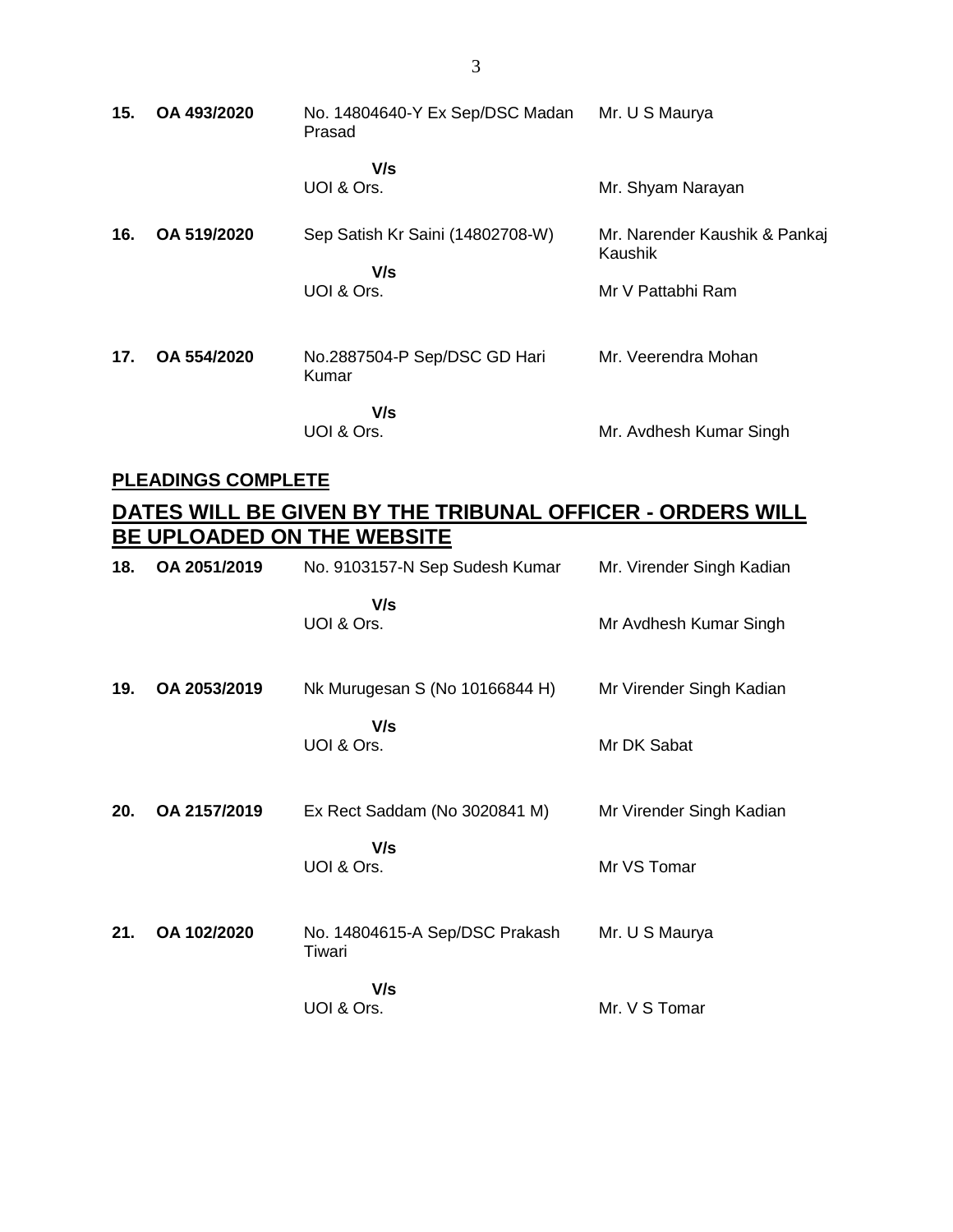| | | | |
|---|---|---|---|
| **15.** | **OA 493/2020** | No. 14804640-Y Ex Sep/DSC Madan Prasad | Mr. U S Maurya |
| | | **V/s** | |
| | | UOI & Ors. | Mr. Shyam Narayan |
| **16.** | **OA 519/2020** | Sep Satish Kr Saini (14802708-W) | Mr. Narender Kaushik & Pankaj Kaushik |
| | | **V/s** | |
| | | UOI & Ors. | Mr V Pattabhi Ram |
| **17.** | **OA 554/2020** | No.2887504-P Sep/DSC GD Hari Kumar | Mr. Veerendra Mohan |
| | | **V/s** | |
| | | UOI & Ors. | Mr. Avdhesh Kumar Singh |

## PLEADINGS COMPLETE

## DATES WILL BE GIVEN BY THE TRIBUNAL OFFICER - ORDERS WILL BE UPLOADED ON THE WEBSITE

| | | | |
|---|---|---|---|
| **18.** | **OA 2051/2019** | No. 9103157-N Sep Sudesh Kumar | Mr. Virender Singh Kadian |
| | | **V/s** | |
| | | UOI & Ors. | Mr Avdhesh Kumar Singh |
| **19.** | **OA 2053/2019** | Nk Murugesan S (No 10166844 H) | Mr Virender Singh Kadian |
| | | **V/s** | |
| | | UOI & Ors. | Mr DK Sabat |
| **20.** | **OA 2157/2019** | Ex Rect Saddam (No 3020841 M) | Mr Virender Singh Kadian |
| | | **V/s** | |
| | | UOI & Ors. | Mr VS Tomar |
| **21.** | **OA 102/2020** | No. 14804615-A Sep/DSC Prakash Tiwari | Mr. U S Maurya |
| | | **V/s** | |
| | | UOI & Ors. | Mr. V S Tomar |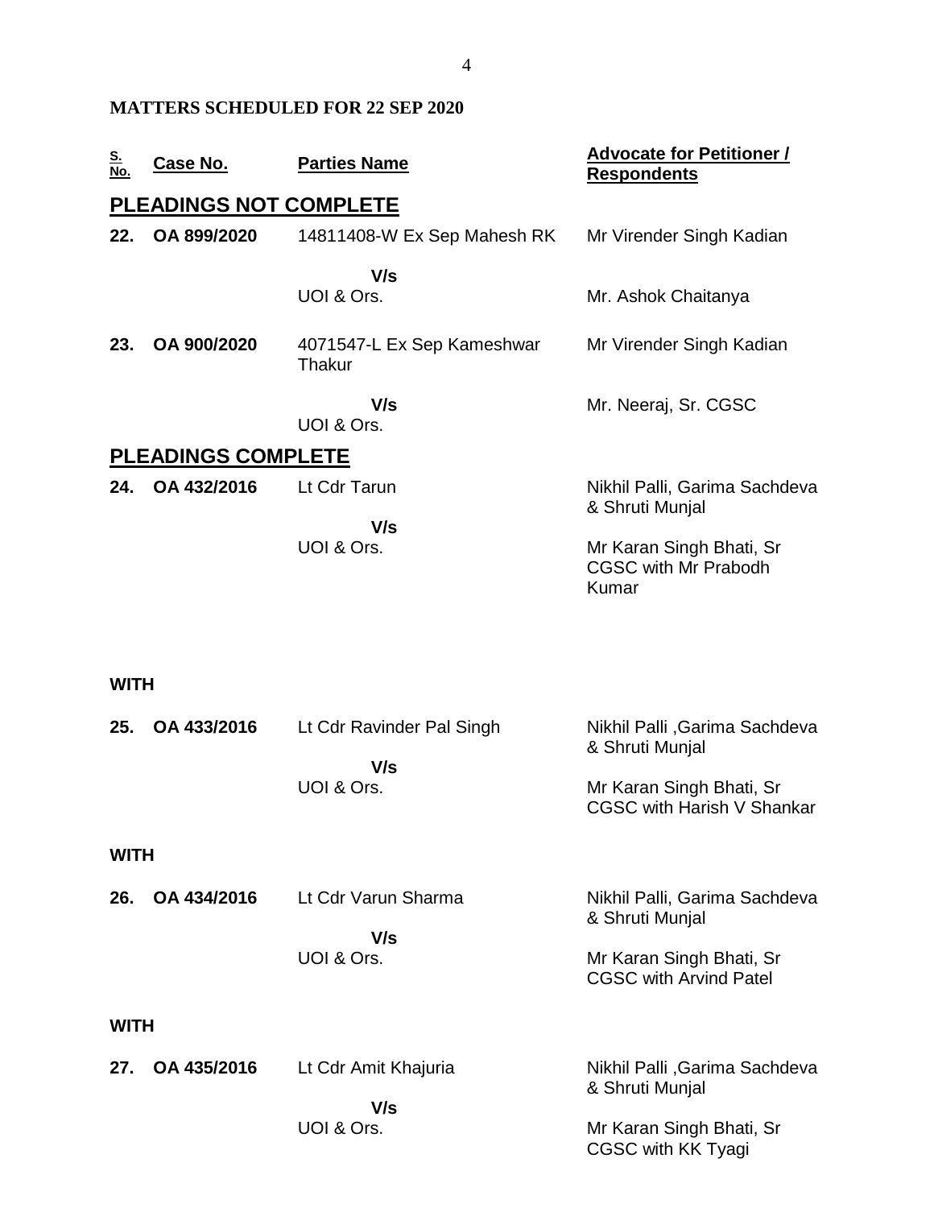**MATTERS SCHEDULED FOR 22 SEP 2020**

| S. No. | Case No. | Parties Name | Advocate for Petitioner / Respondents |
|---|---|---|---|
| **PLEADINGS NOT COMPLETE** | | | |
| **22.** | **OA 899/2020** | 14811408-W Ex Sep Mahesh RK | Mr Virender Singh Kadian |
| | | **V/s** | |
| | | UOI & Ors. | Mr. Ashok Chaitanya |
| **23.** | **OA 900/2020** | 4071547-L Ex Sep Kameshwar Thakur | Mr Virender Singh Kadian |
| | | **V/s** | Mr. Neeraj, Sr. CGSC |
| | | UOI & Ors. | |
| **PLEADINGS COMPLETE** | | | |
| **24.** | **OA 432/2016** | Lt Cdr Tarun | Nikhil Palli, Garima Sachdeva & Shruti Munjal |
| | | **V/s** | |
| | | UOI & Ors. | Mr Karan Singh Bhati, Sr CGSC with Mr Prabodh Kumar |
| **WITH** | | | |
| **25.** | **OA 433/2016** | Lt Cdr Ravinder Pal Singh | Nikhil Palli ,Garima Sachdeva & Shruti Munjal |
| | | **V/s** | |
| | | UOI & Ors. | Mr Karan Singh Bhati, Sr CGSC with Harish V Shankar |
| **WITH** | | | |
| **26.** | **OA 434/2016** | Lt Cdr Varun Sharma | Nikhil Palli, Garima Sachdeva & Shruti Munjal |
| | | **V/s** | |
| | | UOI & Ors. | Mr Karan Singh Bhati, Sr CGSC with Arvind Patel |
| **WITH** | | | |
| **27.** | **OA 435/2016** | Lt Cdr Amit Khajuria | Nikhil Palli ,Garima Sachdeva & Shruti Munjal |
| | | **V/s** | |
| | | UOI & Ors. | Mr Karan Singh Bhati, Sr CGSC with KK Tyagi |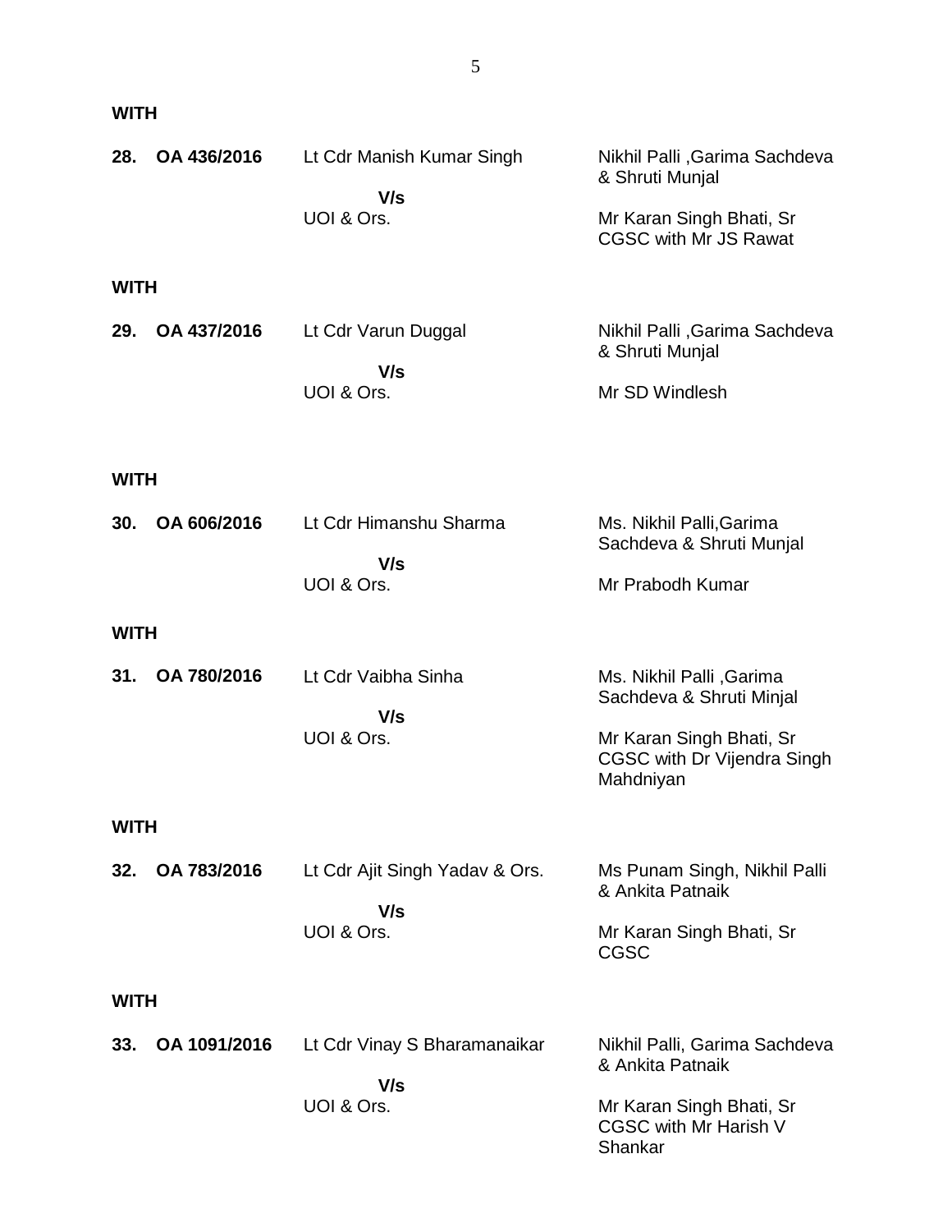**WITH**

| | | | |
|---|---|---|---|
| **28.** | **OA 436/2016** | Lt Cdr Manish Kumar Singh<br>**V/s**<br>UOI & Ors. | Nikhil Palli ,Garima Sachdeva & Shruti Munjal<br><br>Mr Karan Singh Bhati, Sr CGSC with Mr JS Rawat |

**WITH**

| | | | |
|---|---|---|---|
| **29.** | **OA 437/2016** | Lt Cdr Varun Duggal<br>**V/s**<br>UOI & Ors. | Nikhil Palli ,Garima Sachdeva & Shruti Munjal<br><br>Mr SD Windlesh |

**WITH**

| | | | |
|---|---|---|---|
| **30.** | **OA 606/2016** | Lt Cdr Himanshu Sharma<br>**V/s**<br>UOI & Ors. | Ms. Nikhil Palli,Garima Sachdeva & Shruti Munjal<br><br>Mr Prabodh Kumar |

**WITH**

| | | | |
|---|---|---|---|
| **31.** | **OA 780/2016** | Lt Cdr Vaibha Sinha<br>**V/s**<br>UOI & Ors. | Ms. Nikhil Palli ,Garima Sachdeva & Shruti Minjal<br><br>Mr Karan Singh Bhati, Sr CGSC with Dr Vijendra Singh Mahdniyan |

**WITH**

| | | | |
|---|---|---|---|
| **32.** | **OA 783/2016** | Lt Cdr Ajit Singh Yadav & Ors.<br>**V/s**<br>UOI & Ors. | Ms Punam Singh, Nikhil Palli & Ankita Patnaik<br><br>Mr Karan Singh Bhati, Sr CGSC |

**WITH**

| | | | |
|---|---|---|---|
| **33.** | **OA 1091/2016** | Lt Cdr Vinay S Bharamanaikar<br>**V/s**<br>UOI & Ors. | Nikhil Palli, Garima Sachdeva & Ankita Patnaik<br><br>Mr Karan Singh Bhati, Sr CGSC with Mr Harish V Shankar |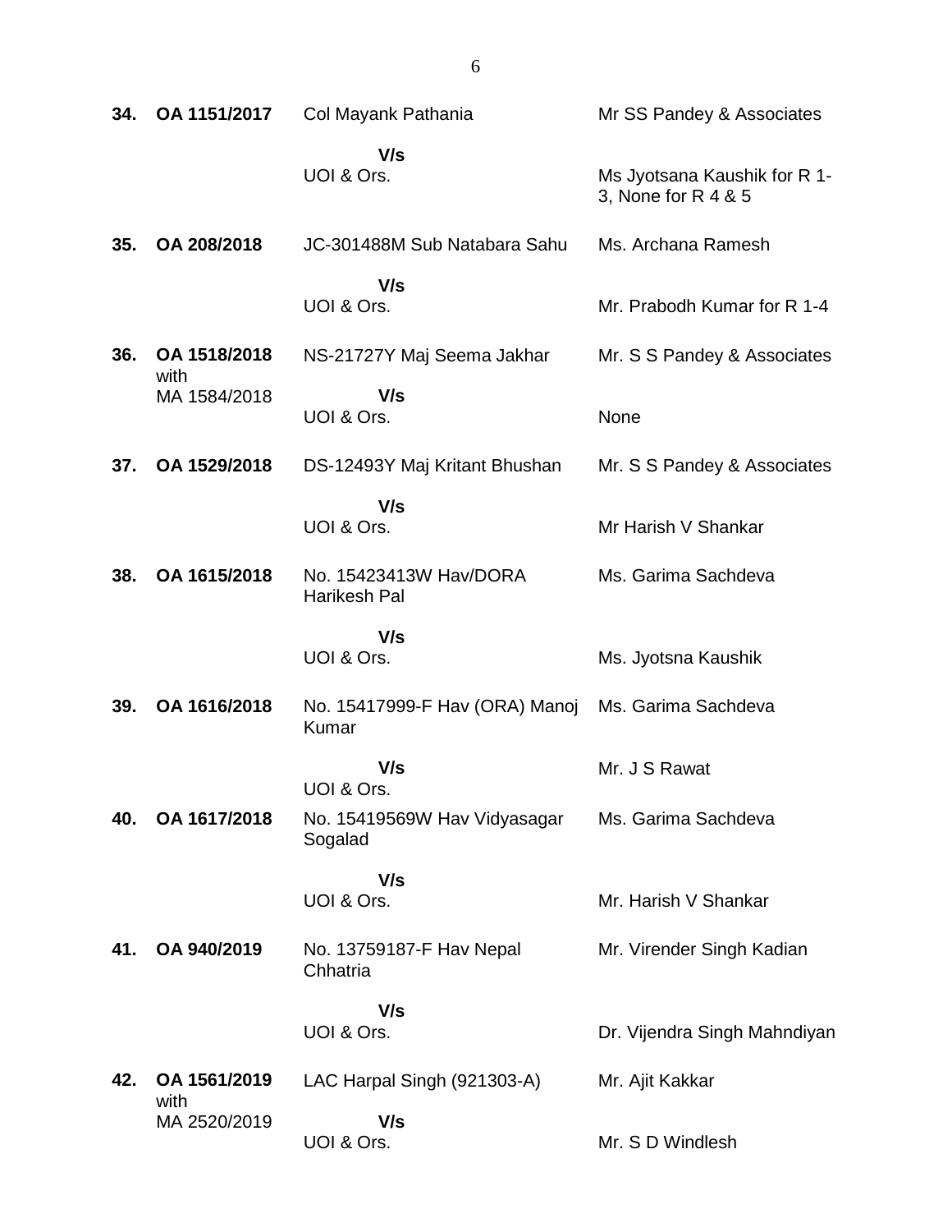| | | | |
|---|---|---|---|
| **34.** | **OA 1151/2017** | Col Mayank Pathania<br><br>**V/s**<br>UOI & Ors. | Mr SS Pandey & Associates<br><br>Ms Jyotsana Kaushik for R 1-3, None for R 4 & 5 |
| **35.** | **OA 208/2018** | JC-301488M Sub Natabara Sahu<br><br>**V/s**<br>UOI & Ors. | Ms. Archana Ramesh<br><br>Mr. Prabodh Kumar for R 1-4 |
| **36.** | **OA 1518/2018** with MA 1584/2018 | NS-21727Y Maj Seema Jakhar<br><br>**V/s**<br>UOI & Ors. | Mr. S S Pandey & Associates<br><br>None |
| **37.** | **OA 1529/2018** | DS-12493Y Maj Kritant Bhushan<br><br>**V/s**<br>UOI & Ors. | Mr. S S Pandey & Associates<br><br>Mr Harish V Shankar |
| **38.** | **OA 1615/2018** | No. 15423413W Hav/DORA Harikesh Pal<br><br>**V/s**<br>UOI & Ors. | Ms. Garima Sachdeva<br><br>Ms. Jyotsna Kaushik |
| **39.** | **OA 1616/2018** | No. 15417999-F Hav (ORA) Manoj Kumar<br><br>**V/s**<br>UOI & Ors. | Ms. Garima Sachdeva<br><br>Mr. J S Rawat |
| **40.** | **OA 1617/2018** | No. 15419569W Hav Vidyasagar Sogalad<br><br>**V/s**<br>UOI & Ors. | Ms. Garima Sachdeva<br><br>Mr. Harish V Shankar |
| **41.** | **OA 940/2019** | No. 13759187-F Hav Nepal Chhatria<br><br>**V/s**<br>UOI & Ors. | Mr. Virender Singh Kadian<br><br>Dr. Vijendra Singh Mahndiyan |
| **42.** | **OA 1561/2019** with MA 2520/2019 | LAC Harpal Singh (921303-A)<br><br>**V/s**<br>UOI & Ors. | Mr. Ajit Kakkar<br><br>Mr. S D Windlesh |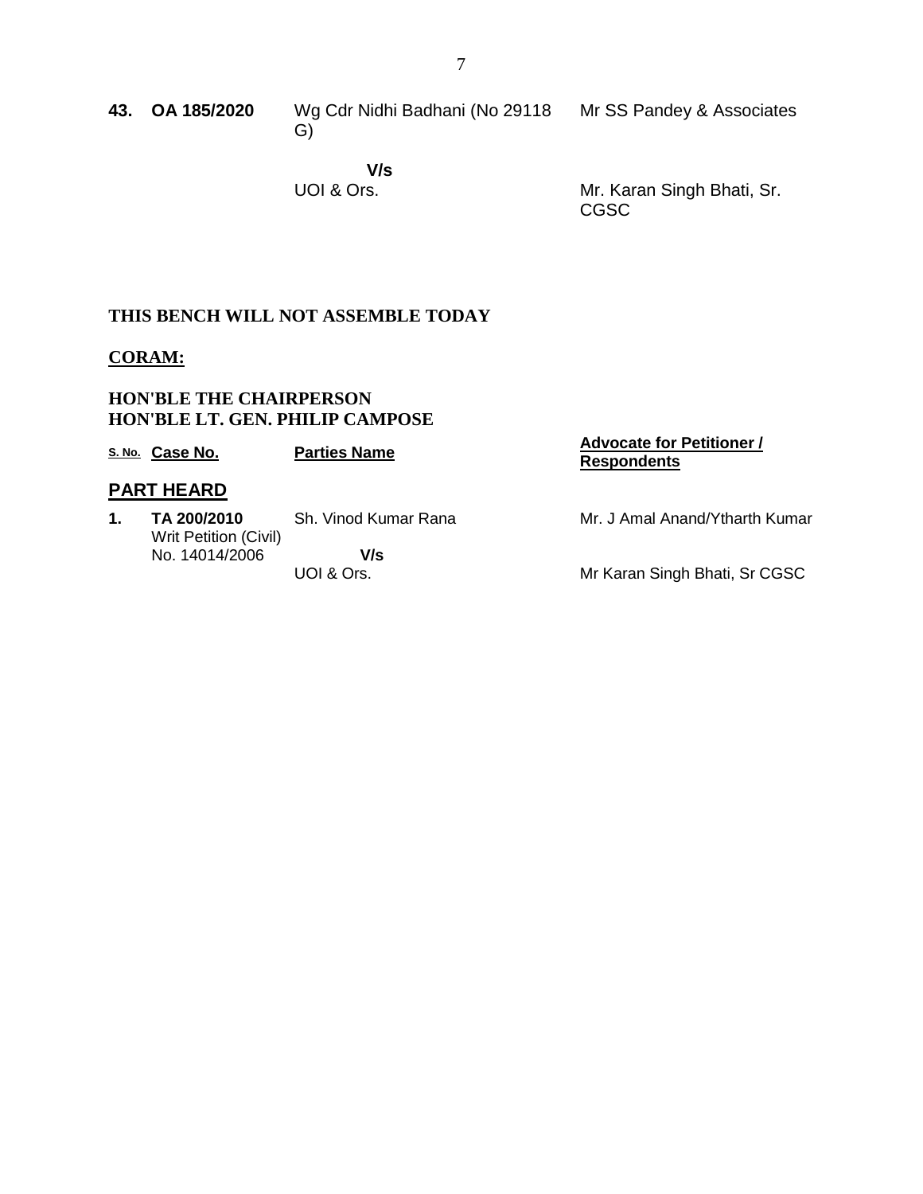| | | | |
|---|---|---|---|
| **43.** | **OA 185/2020** | Wg Cdr Nidhi Badhani (No 29118 G)<br><br>**V/s**<br>UOI & Ors. | Mr SS Pandey & Associates<br><br><br>Mr. Karan Singh Bhati, Sr. CGSC |

**THIS BENCH WILL NOT ASSEMBLE TODAY**

**CORAM:**

**HON'BLE THE CHAIRPERSON**
**HON'BLE LT. GEN. PHILIP CAMPOSE**

| S. No. | Case No. | Parties Name | Advocate for Petitioner / Respondents |
|---|---|---|---|
| **PART HEARD** | | | |
| **1.** | **TA 200/2010**<br>Writ Petition (Civil) No. 14014/2006 | Sh. Vinod Kumar Rana<br><br>**V/s**<br>UOI & Ors. | Mr. J Amal Anand/Ytharth Kumar<br><br><br>Mr Karan Singh Bhati, Sr CGSC |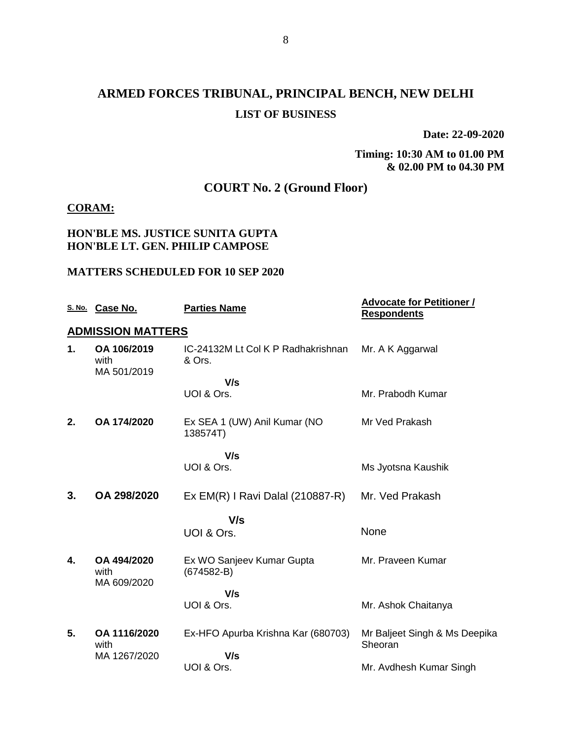# ARMED FORCES TRIBUNAL, PRINCIPAL BENCH, NEW DELHI

## LIST OF BUSINESS

**Date: 22-09-2020**

**Timing: 10:30 AM to 01.00 PM & 02.00 PM to 04.30 PM**

## COURT No. 2 (Ground Floor)

**CORAM:**

**HON'BLE MS. JUSTICE SUNITA GUPTA**
**HON'BLE LT. GEN. PHILIP CAMPOSE**

**MATTERS SCHEDULED FOR 10 SEP 2020**

| S. No. | Case No. | Parties Name | Advocate for Petitioner / Respondents |
|---|---|---|---|
| **ADMISSION MATTERS** | | | |
| **1.** | **OA 106/2019** with MA 501/2019 | IC-24132M Lt Col K P Radhakrishnan & Ors. | Mr. A K Aggarwal |
| | | **V/s** | |
| | | UOI & Ors. | Mr. Prabodh Kumar |
| **2.** | **OA 174/2020** | Ex SEA 1 (UW) Anil Kumar (NO 138574T) | Mr Ved Prakash |
| | | **V/s** | |
| | | UOI & Ors. | Ms Jyotsna Kaushik |
| **3.** | **OA 298/2020** | Ex EM(R) I Ravi Dalal (210887-R) | Mr. Ved Prakash |
| | | **V/s** | |
| | | UOI & Ors. | None |
| **4.** | **OA 494/2020** with MA 609/2020 | Ex WO Sanjeev Kumar Gupta (674582-B) | Mr. Praveen Kumar |
| | | **V/s** | |
| | | UOI & Ors. | Mr. Ashok Chaitanya |
| **5.** | **OA 1116/2020** with MA 1267/2020 | Ex-HFO Apurba Krishna Kar (680703) | Mr Baljeet Singh & Ms Deepika Sheoran |
| | | **V/s** | |
| | | UOI & Ors. | Mr. Avdhesh Kumar Singh |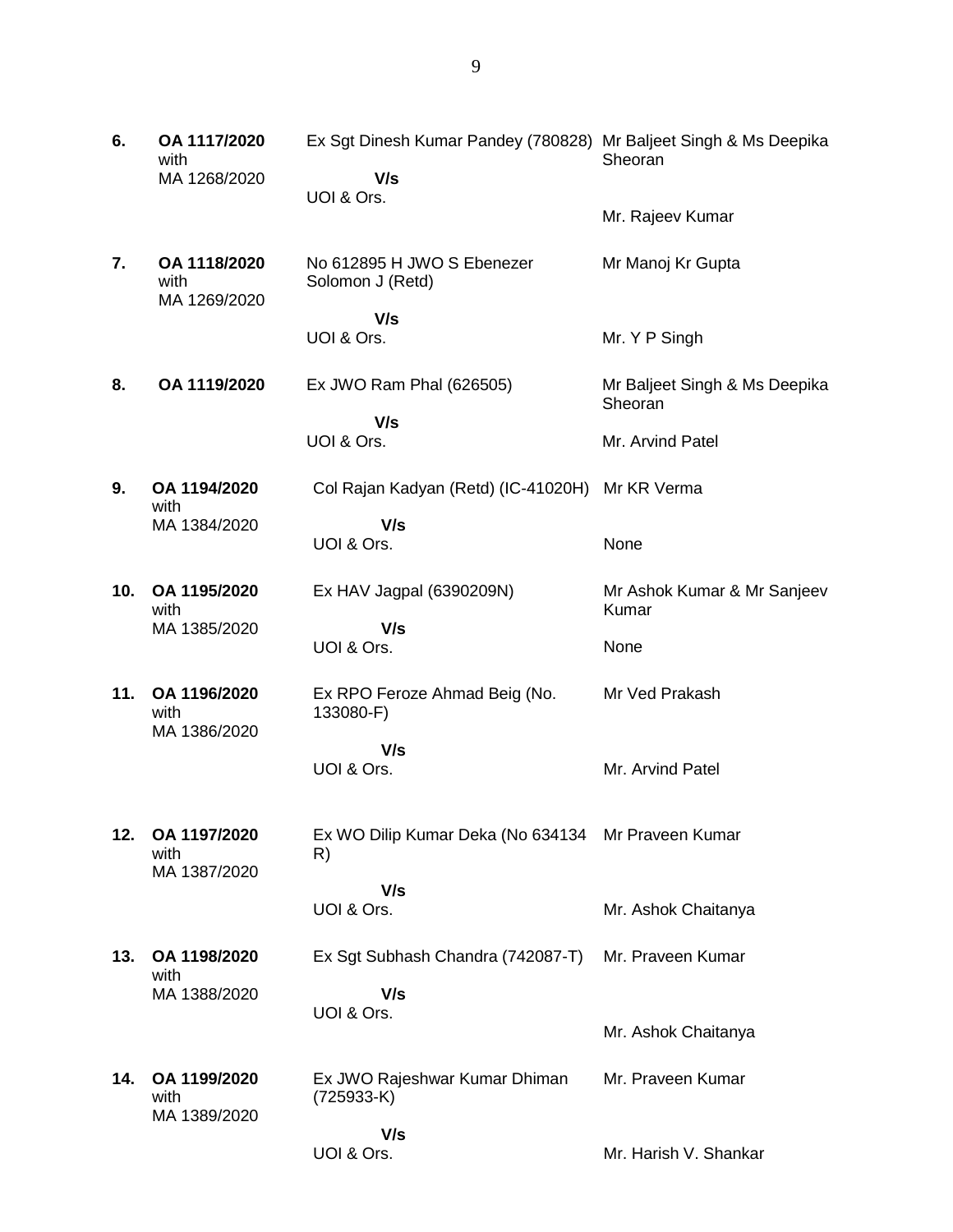| | | | |
|---|---|---|---|
| **6.** | **OA 1117/2020** with MA 1268/2020 | Ex Sgt Dinesh Kumar Pandey (780828) **V/s** UOI & Ors. | Mr Baljeet Singh & Ms Deepika Sheoran<br><br>Mr. Rajeev Kumar |
| **7.** | **OA 1118/2020** with MA 1269/2020 | No 612895 H JWO S Ebenezer Solomon J (Retd) **V/s** UOI & Ors. | Mr Manoj Kr Gupta<br><br>Mr. Y P Singh |
| **8.** | **OA 1119/2020** | Ex JWO Ram Phal (626505) **V/s** UOI & Ors. | Mr Baljeet Singh & Ms Deepika Sheoran<br><br>Mr. Arvind Patel |
| **9.** | **OA 1194/2020** with MA 1384/2020 | Col Rajan Kadyan (Retd) (IC-41020H) **V/s** UOI & Ors. | Mr KR Verma<br><br>None |
| **10.** | **OA 1195/2020** with MA 1385/2020 | Ex HAV Jagpal (6390209N) **V/s** UOI & Ors. | Mr Ashok Kumar & Mr Sanjeev Kumar<br><br>None |
| **11.** | **OA 1196/2020** with MA 1386/2020 | Ex RPO Feroze Ahmad Beig (No. 133080-F) **V/s** UOI & Ors. | Mr Ved Prakash<br><br>Mr. Arvind Patel |
| **12.** | **OA 1197/2020** with MA 1387/2020 | Ex WO Dilip Kumar Deka (No 634134 R) **V/s** UOI & Ors. | Mr Praveen Kumar<br><br>Mr. Ashok Chaitanya |
| **13.** | **OA 1198/2020** with MA 1388/2020 | Ex Sgt Subhash Chandra (742087-T) **V/s** UOI & Ors. | Mr. Praveen Kumar<br><br>Mr. Ashok Chaitanya |
| **14.** | **OA 1199/2020** with MA 1389/2020 | Ex JWO Rajeshwar Kumar Dhiman (725933-K) **V/s** UOI & Ors. | Mr. Praveen Kumar<br><br>Mr. Harish V. Shankar |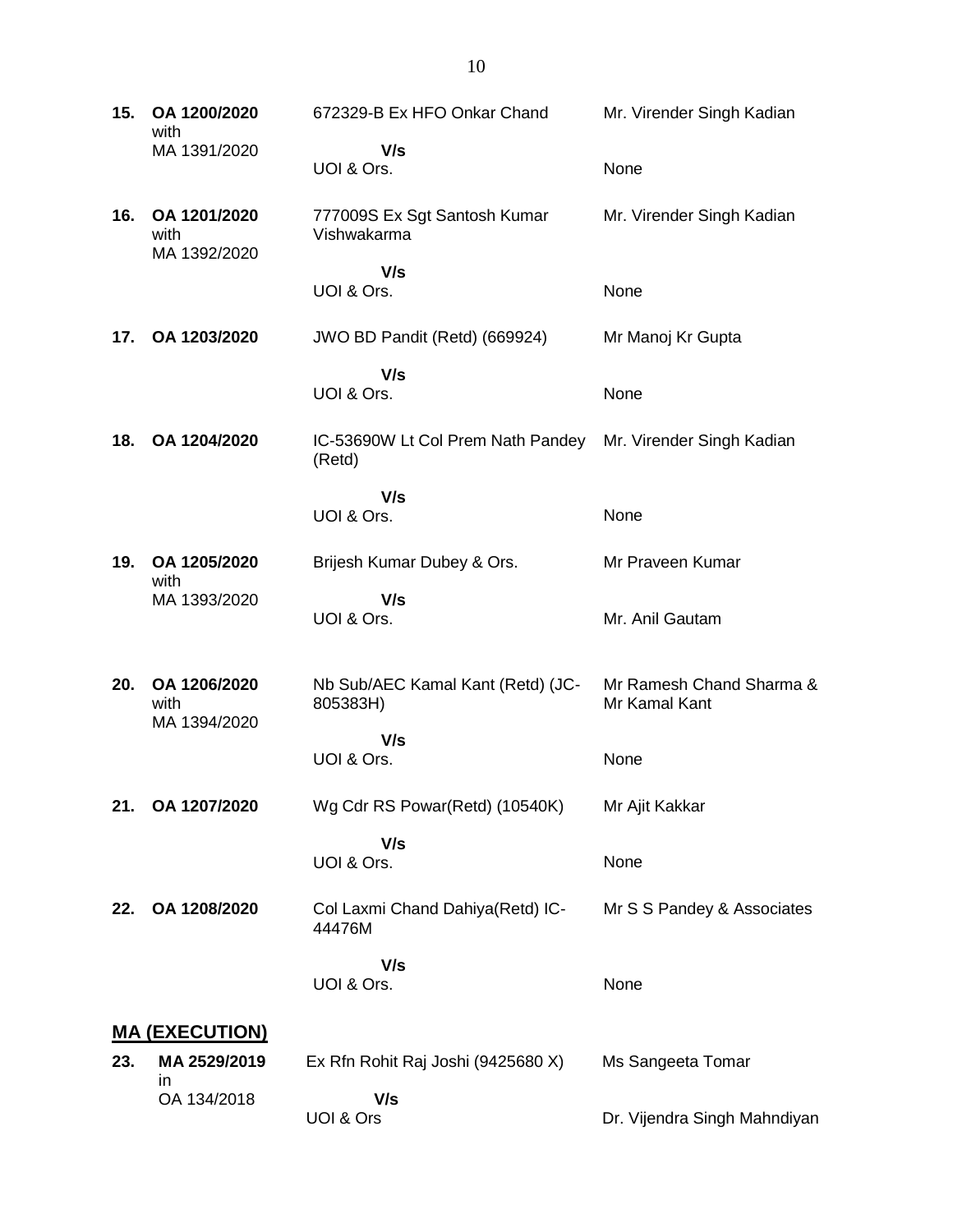| | | | |
|---|---|---|---|
| **15.** | **OA 1200/2020** with MA 1391/2020 | 672329-B Ex HFO Onkar Chand **V/s** UOI & Ors. | Mr. Virender Singh Kadian None |
| **16.** | **OA 1201/2020** with MA 1392/2020 | 777009S Ex Sgt Santosh Kumar Vishwakarma **V/s** UOI & Ors. | Mr. Virender Singh Kadian None |
| **17.** | **OA 1203/2020** | JWO BD Pandit (Retd) (669924) **V/s** UOI & Ors. | Mr Manoj Kr Gupta None |
| **18.** | **OA 1204/2020** | IC-53690W Lt Col Prem Nath Pandey (Retd) **V/s** UOI & Ors. | Mr. Virender Singh Kadian None |
| **19.** | **OA 1205/2020** with MA 1393/2020 | Brijesh Kumar Dubey & Ors. **V/s** UOI & Ors. | Mr Praveen Kumar Mr. Anil Gautam |
| **20.** | **OA 1206/2020** with MA 1394/2020 | Nb Sub/AEC Kamal Kant (Retd) (JC-805383H) **V/s** UOI & Ors. | Mr Ramesh Chand Sharma & Mr Kamal Kant None |
| **21.** | **OA 1207/2020** | Wg Cdr RS Powar(Retd) (10540K) **V/s** UOI & Ors. | Mr Ajit Kakkar None |
| **22.** | **OA 1208/2020** | Col Laxmi Chand Dahiya(Retd) IC-44476M **V/s** UOI & Ors. | Mr S S Pandey & Associates None |

## **MA (EXECUTION)**

| | | | |
|---|---|---|---|
| **23.** | **MA 2529/2019** in OA 134/2018 | Ex Rfn Rohit Raj Joshi (9425680 X) **V/s** UOI & Ors | Ms Sangeeta Tomar Dr. Vijendra Singh Mahndiyan |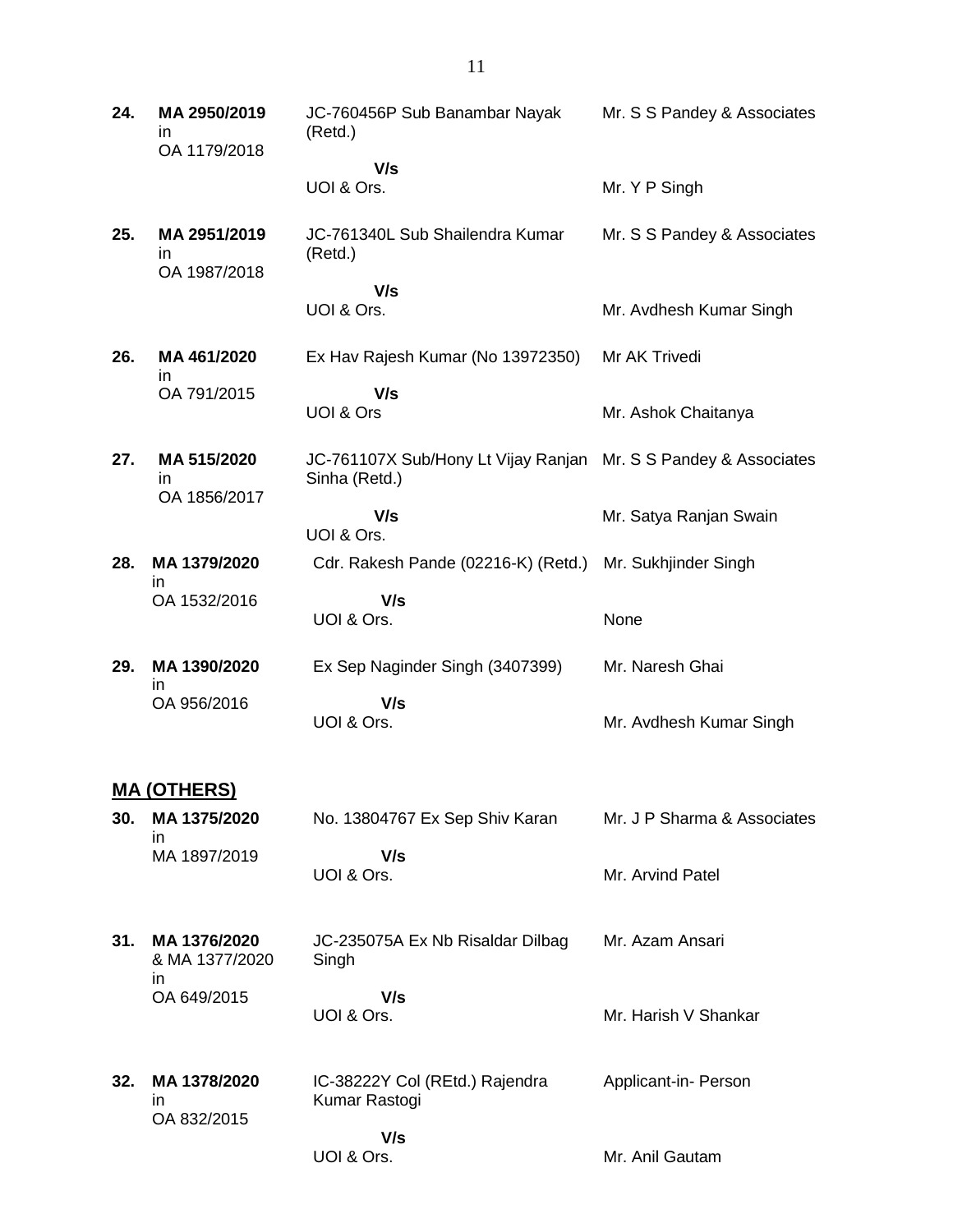| | | | |
|---|---|---|---|
| **24.** | **MA 2950/2019** in OA 1179/2018 | JC-760456P Sub Banambar Nayak (Retd.) | Mr. S S Pandey & Associates |
| | | **V/s** UOI & Ors. | Mr. Y P Singh |
| **25.** | **MA 2951/2019** in OA 1987/2018 | JC-761340L Sub Shailendra Kumar (Retd.) | Mr. S S Pandey & Associates |
| | | **V/s** UOI & Ors. | Mr. Avdhesh Kumar Singh |
| **26.** | **MA 461/2020** in OA 791/2015 | Ex Hav Rajesh Kumar (No 13972350) | Mr AK Trivedi |
| | | **V/s** UOI & Ors | Mr. Ashok Chaitanya |
| **27.** | **MA 515/2020** in OA 1856/2017 | JC-761107X Sub/Hony Lt Vijay Ranjan Sinha (Retd.) | Mr. S S Pandey & Associates |
| | | **V/s** UOI & Ors. | Mr. Satya Ranjan Swain |
| **28.** | **MA 1379/2020** in OA 1532/2016 | Cdr. Rakesh Pande (02216-K) (Retd.) | Mr. Sukhjinder Singh |
| | | **V/s** UOI & Ors. | None |
| **29.** | **MA 1390/2020** in OA 956/2016 | Ex Sep Naginder Singh (3407399) | Mr. Naresh Ghai |
| | | **V/s** UOI & Ors. | Mr. Avdhesh Kumar Singh |

## **MA (OTHERS)**

| | | | |
|---|---|---|---|
| **30.** | **MA 1375/2020** in MA 1897/2019 | No. 13804767 Ex Sep Shiv Karan | Mr. J P Sharma & Associates |
| | | **V/s** UOI & Ors. | Mr. Arvind Patel |
| **31.** | **MA 1376/2020** & MA 1377/2020 in OA 649/2015 | JC-235075A Ex Nb Risaldar Dilbag Singh | Mr. Azam Ansari |
| | | **V/s** UOI & Ors. | Mr. Harish V Shankar |
| **32.** | **MA 1378/2020** in OA 832/2015 | IC-38222Y Col (REtd.) Rajendra Kumar Rastogi | Applicant-in- Person |
| | | **V/s** UOI & Ors. | Mr. Anil Gautam |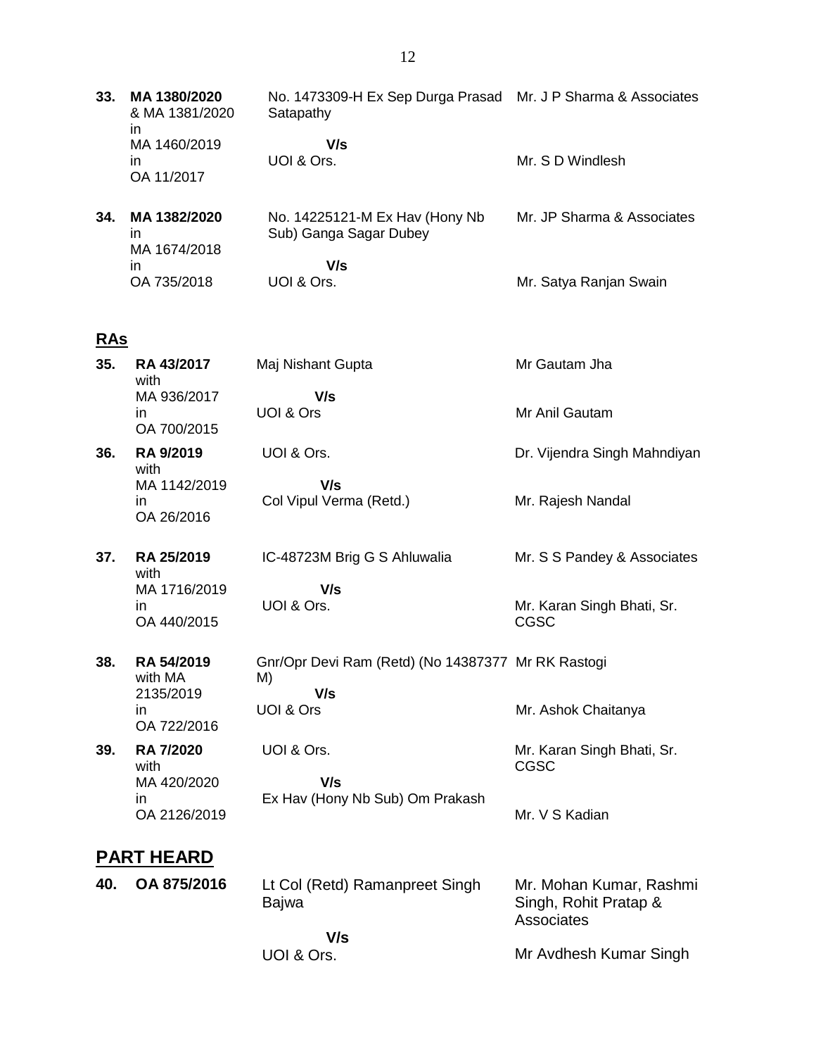| | | | |
|---|---|---|---|
| **33.** | **MA 1380/2020** & MA 1381/2020 in MA 1460/2019 in OA 11/2017 | No. 1473309-H Ex Sep Durga Prasad Satapathy<br>**V/s**<br>UOI & Ors. | Mr. J P Sharma & Associates<br><br>Mr. S D Windlesh |
| **34.** | **MA 1382/2020** in MA 1674/2018 in OA 735/2018 | No. 14225121-M Ex Hav (Hony Nb Sub) Ganga Sagar Dubey<br>**V/s**<br>UOI & Ors. | Mr. JP Sharma & Associates<br><br>Mr. Satya Ranjan Swain |

## RAs

| | | | |
|---|---|---|---|
| **35.** | **RA 43/2017** with MA 936/2017 in OA 700/2015 | Maj Nishant Gupta<br>**V/s**<br>UOI & Ors | Mr Gautam Jha<br><br>Mr Anil Gautam |
| **36.** | **RA 9/2019** with MA 1142/2019 in OA 26/2016 | UOI & Ors.<br>**V/s**<br>Col Vipul Verma (Retd.) | Dr. Vijendra Singh Mahndiyan<br><br>Mr. Rajesh Nandal |
| **37.** | **RA 25/2019** with MA 1716/2019 in OA 440/2015 | IC-48723M Brig G S Ahluwalia<br>**V/s**<br>UOI & Ors. | Mr. S S Pandey & Associates<br><br>Mr. Karan Singh Bhati, Sr. CGSC |
| **38.** | **RA 54/2019** with MA 2135/2019 in OA 722/2016 | Gnr/Opr Devi Ram (Retd) (No 14387377 M)<br>**V/s**<br>UOI & Ors | Mr RK Rastogi<br><br>Mr. Ashok Chaitanya |
| **39.** | **RA 7/2020** with MA 420/2020 in OA 2126/2019 | UOI & Ors.<br>**V/s**<br>Ex Hav (Hony Nb Sub) Om Prakash | Mr. Karan Singh Bhati, Sr. CGSC<br><br>Mr. V S Kadian |

## PART HEARD

| | | | |
|---|---|---|---|
| **40.** | **OA 875/2016** | Lt Col (Retd) Ramanpreet Singh Bajwa<br>**V/s**<br>UOI & Ors. | Mr. Mohan Kumar, Rashmi Singh, Rohit Pratap & Associates<br><br>Mr Avdhesh Kumar Singh |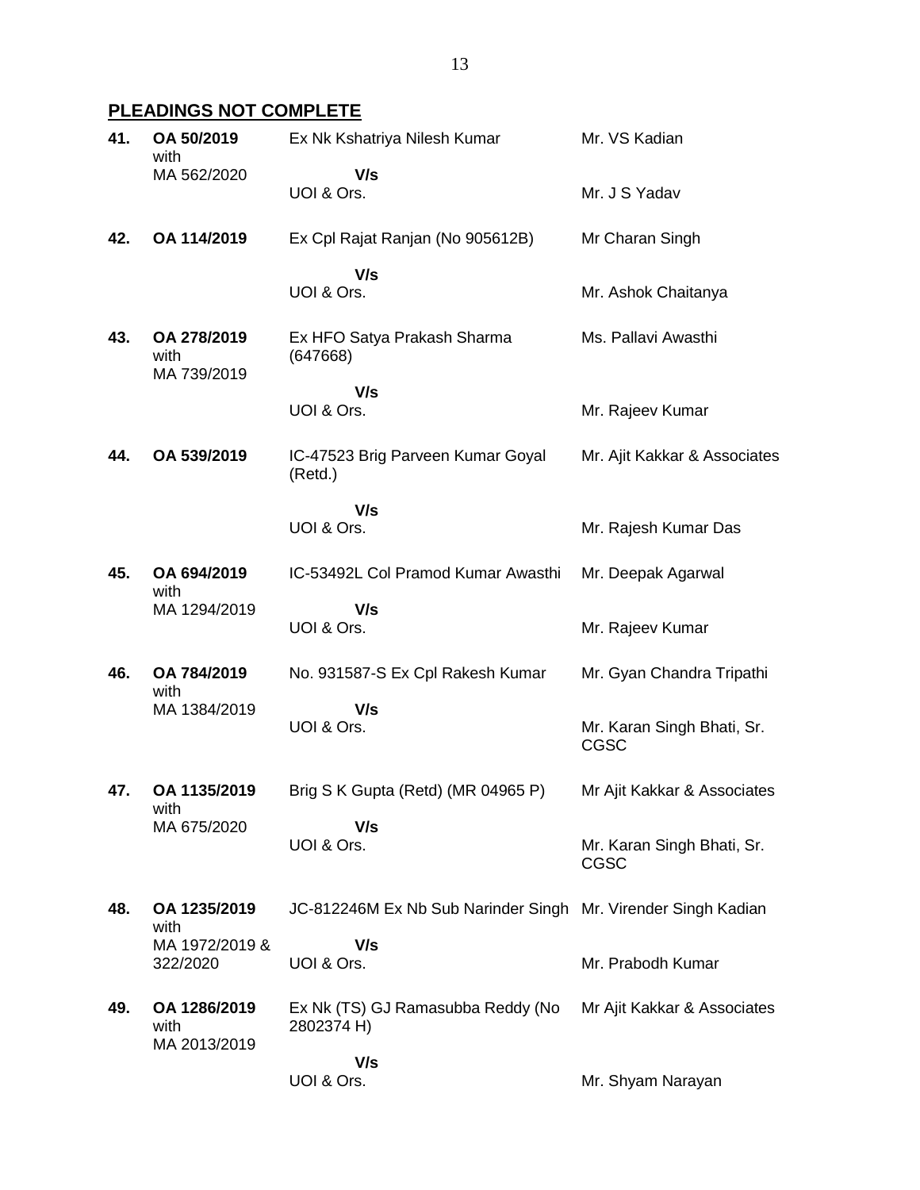## PLEADINGS NOT COMPLETE

| No. | Case No. | Parties | Counsel |
|---|---|---|---|
| **41.** | **OA 50/2019** with MA 562/2020 | Ex Nk Kshatriya Nilesh Kumar **V/s** UOI & Ors. | Mr. VS Kadian<br>Mr. J S Yadav |
| **42.** | **OA 114/2019** | Ex Cpl Rajat Ranjan (No 905612B) **V/s** UOI & Ors. | Mr Charan Singh<br>Mr. Ashok Chaitanya |
| **43.** | **OA 278/2019** with MA 739/2019 | Ex HFO Satya Prakash Sharma (647668) **V/s** UOI & Ors. | Ms. Pallavi Awasthi<br>Mr. Rajeev Kumar |
| **44.** | **OA 539/2019** | IC-47523 Brig Parveen Kumar Goyal (Retd.) **V/s** UOI & Ors. | Mr. Ajit Kakkar & Associates<br>Mr. Rajesh Kumar Das |
| **45.** | **OA 694/2019** with MA 1294/2019 | IC-53492L Col Pramod Kumar Awasthi **V/s** UOI & Ors. | Mr. Deepak Agarwal<br>Mr. Rajeev Kumar |
| **46.** | **OA 784/2019** with MA 1384/2019 | No. 931587-S Ex Cpl Rakesh Kumar **V/s** UOI & Ors. | Mr. Gyan Chandra Tripathi<br>Mr. Karan Singh Bhati, Sr. CGSC |
| **47.** | **OA 1135/2019** with MA 675/2020 | Brig S K Gupta (Retd) (MR 04965 P) **V/s** UOI & Ors. | Mr Ajit Kakkar & Associates<br>Mr. Karan Singh Bhati, Sr. CGSC |
| **48.** | **OA 1235/2019** with MA 1972/2019 & 322/2020 | JC-812246M Ex Nb Sub Narinder Singh **V/s** UOI & Ors. | Mr. Virender Singh Kadian<br>Mr. Prabodh Kumar |
| **49.** | **OA 1286/2019** with MA 2013/2019 | Ex Nk (TS) GJ Ramasubba Reddy (No 2802374 H) **V/s** UOI & Ors. | Mr Ajit Kakkar & Associates<br>Mr. Shyam Narayan |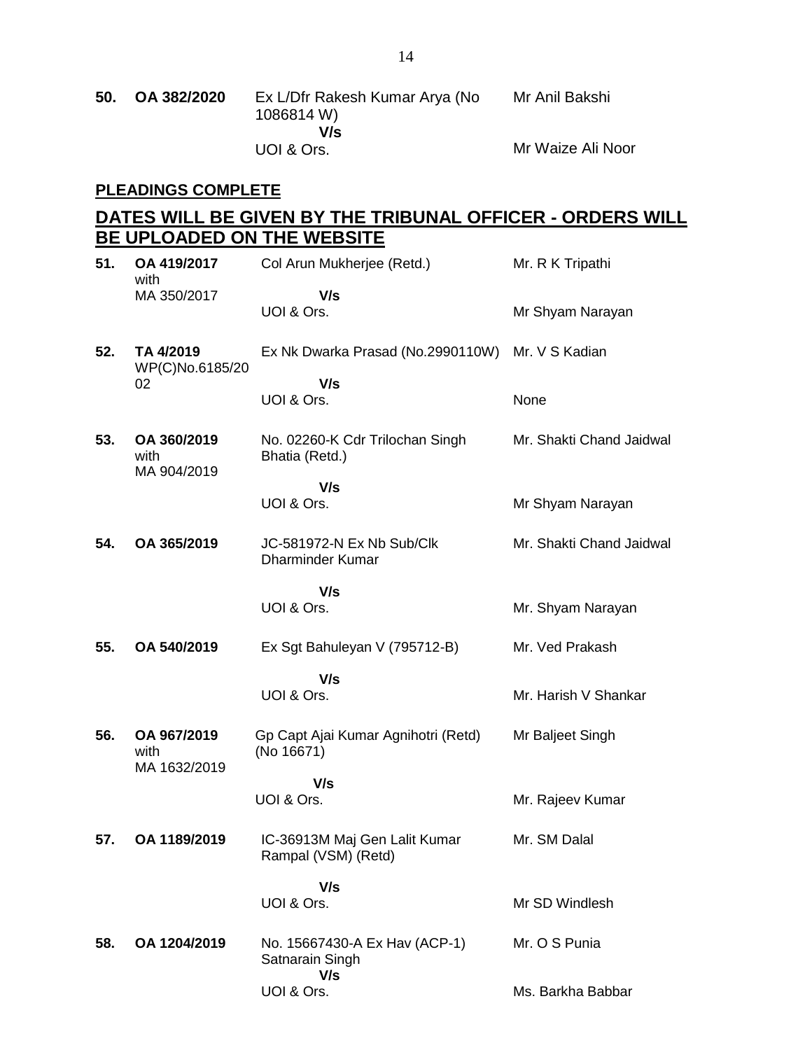| | | | |
|---|---|---|---|
| **50.** | **OA 382/2020** | Ex L/Dfr Rakesh Kumar Arya (No 1086814 W) **V/s** UOI & Ors. | Mr Anil Bakshi<br><br>Mr Waize Ali Noor |

**PLEADINGS COMPLETE**

## DATES WILL BE GIVEN BY THE TRIBUNAL OFFICER - ORDERS WILL BE UPLOADED ON THE WEBSITE

| | | | |
|---|---|---|---|
| **51.** | **OA 419/2017** with MA 350/2017 | Col Arun Mukherjee (Retd.) **V/s** UOI & Ors. | Mr. R K Tripathi<br><br>Mr Shyam Narayan |
| **52.** | **TA 4/2019** WP(C)No.6185/2002 | Ex Nk Dwarka Prasad (No.2990110W) **V/s** UOI & Ors. | Mr. V S Kadian<br><br>None |
| **53.** | **OA 360/2019** with MA 904/2019 | No. 02260-K Cdr Trilochan Singh Bhatia (Retd.) **V/s** UOI & Ors. | Mr. Shakti Chand Jaidwal<br><br>Mr Shyam Narayan |
| **54.** | **OA 365/2019** | JC-581972-N Ex Nb Sub/Clk Dharminder Kumar **V/s** UOI & Ors. | Mr. Shakti Chand Jaidwal<br><br>Mr. Shyam Narayan |
| **55.** | **OA 540/2019** | Ex Sgt Bahuleyan V (795712-B) **V/s** UOI & Ors. | Mr. Ved Prakash<br><br>Mr. Harish V Shankar |
| **56.** | **OA 967/2019** with MA 1632/2019 | Gp Capt Ajai Kumar Agnihotri (Retd) (No 16671) **V/s** UOI & Ors. | Mr Baljeet Singh<br><br>Mr. Rajeev Kumar |
| **57.** | **OA 1189/2019** | IC-36913M Maj Gen Lalit Kumar Rampal (VSM) (Retd) **V/s** UOI & Ors. | Mr. SM Dalal<br><br>Mr SD Windlesh |
| **58.** | **OA 1204/2019** | No. 15667430-A Ex Hav (ACP-1) Satnarain Singh **V/s** UOI & Ors. | Mr. O S Punia<br><br>Ms. Barkha Babbar |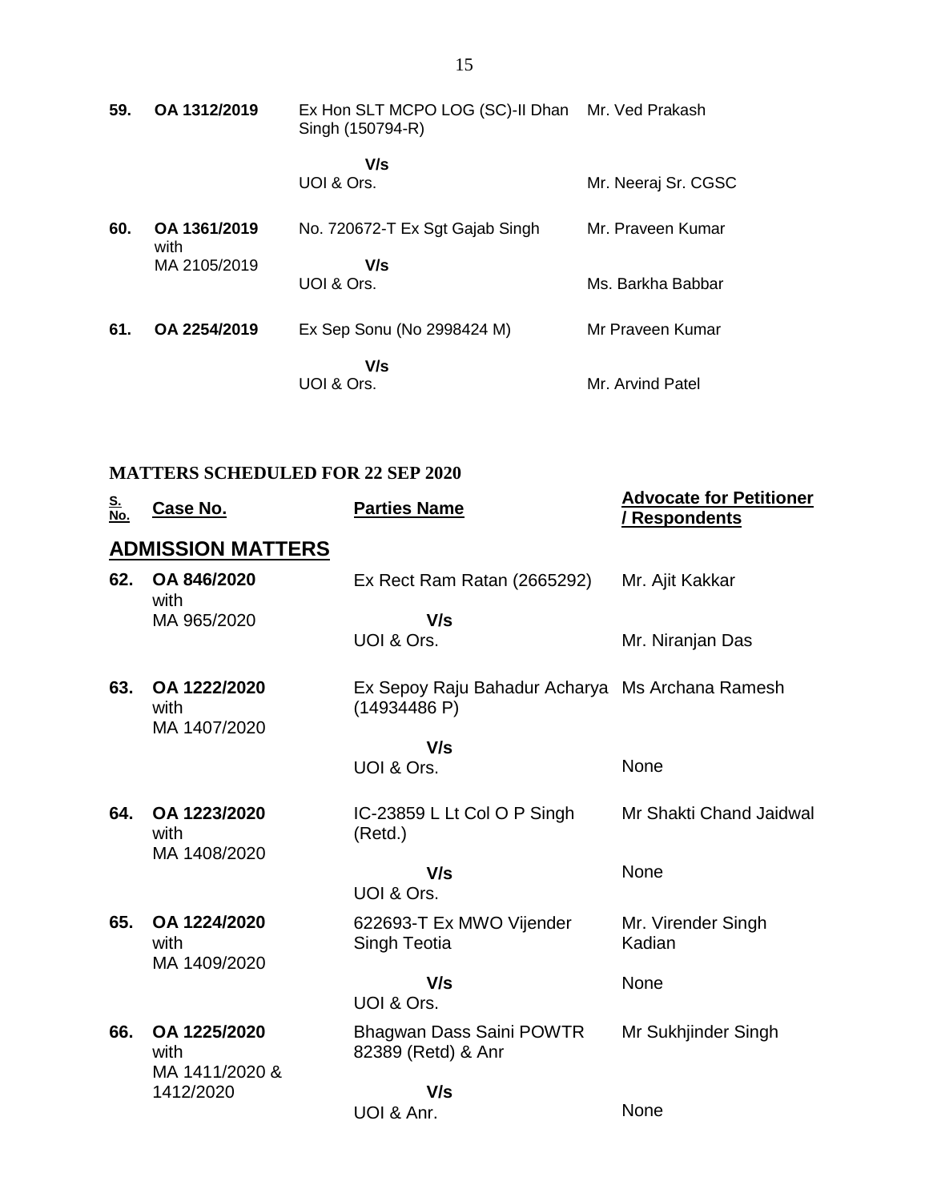| | | | |
|---|---|---|---|
| **59.** | **OA 1312/2019** | Ex Hon SLT MCPO LOG (SC)-II Dhan Singh (150794-R)<br><br>**V/s**<br>UOI & Ors. | Mr. Ved Prakash<br><br><br>Mr. Neeraj Sr. CGSC |
| **60.** | **OA 1361/2019** with MA 2105/2019 | No. 720672-T Ex Sgt Gajab Singh<br><br>**V/s**<br>UOI & Ors. | Mr. Praveen Kumar<br><br><br>Ms. Barkha Babbar |
| **61.** | **OA 2254/2019** | Ex Sep Sonu (No 2998424 M)<br><br>**V/s**<br>UOI & Ors. | Mr Praveen Kumar<br><br><br>Mr. Arvind Patel |

## MATTERS SCHEDULED FOR 22 SEP 2020

| S. No. | Case No. | Parties Name | Advocate for Petitioner / Respondents |
|---|---|---|---|
| | **ADMISSION MATTERS** | | |
| **62.** | **OA 846/2020** with MA 965/2020 | Ex Rect Ram Ratan (2665292)<br><br>**V/s**<br>UOI & Ors. | Mr. Ajit Kakkar<br><br><br>Mr. Niranjan Das |
| **63.** | **OA 1222/2020** with MA 1407/2020 | Ex Sepoy Raju Bahadur Acharya (14934486 P)<br><br>**V/s**<br>UOI & Ors. | Ms Archana Ramesh<br><br><br>None |
| **64.** | **OA 1223/2020** with MA 1408/2020 | IC-23859 L Lt Col O P Singh (Retd.)<br><br>**V/s**<br>UOI & Ors. | Mr Shakti Chand Jaidwal<br><br><br>None |
| **65.** | **OA 1224/2020** with MA 1409/2020 | 622693-T Ex MWO Vijender Singh Teotia<br><br>**V/s**<br>UOI & Ors. | Mr. Virender Singh Kadian<br><br><br>None |
| **66.** | **OA 1225/2020** with MA 1411/2020 & 1412/2020 | Bhagwan Dass Saini POWTR 82389 (Retd) & Anr<br><br>**V/s**<br>UOI & Anr. | Mr Sukhjinder Singh<br><br><br>None |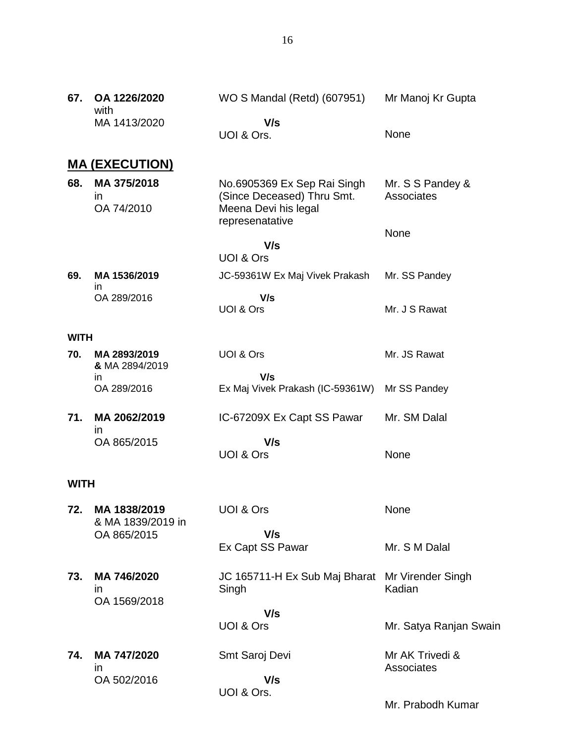| | | | |
|---|---|---|---|
| **67.** | **OA 1226/2020** with MA 1413/2020 | WO S Mandal (Retd) (607951) **V/s** UOI & Ors. | Mr Manoj Kr Gupta<br><br>None |

## **MA (EXECUTION)**

| | | | |
|---|---|---|---|
| **68.** | **MA 375/2018** in OA 74/2010 | No.6905369 Ex Sep Rai Singh (Since Deceased) Thru Smt. Meena Devi his legal represenatative **V/s** UOI & Ors | Mr. S S Pandey & Associates<br><br>None |
| **69.** | **MA 1536/2019** in OA 289/2016 | JC-59361W Ex Maj Vivek Prakash **V/s** UOI & Ors | Mr. SS Pandey<br><br>Mr. J S Rawat |

**WITH**

| | | | |
|---|---|---|---|
| **70.** | **MA 2893/2019 &** MA 2894/2019 in OA 289/2016 | UOI & Ors **V/s** Ex Maj Vivek Prakash (IC-59361W) | Mr. JS Rawat<br><br>Mr SS Pandey |
| **71.** | **MA 2062/2019** in OA 865/2015 | IC-67209X Ex Capt SS Pawar **V/s** UOI & Ors | Mr. SM Dalal<br><br>None |

**WITH**

| | | | |
|---|---|---|---|
| **72.** | **MA 1838/2019** & MA 1839/2019 in OA 865/2015 | UOI & Ors **V/s** Ex Capt SS Pawar | None<br><br>Mr. S M Dalal |
| **73.** | **MA 746/2020** in OA 1569/2018 | JC 165711-H Ex Sub Maj Bharat Singh **V/s** UOI & Ors | Mr Virender Singh Kadian<br><br>Mr. Satya Ranjan Swain |
| **74.** | **MA 747/2020** in OA 502/2016 | Smt Saroj Devi **V/s** UOI & Ors. | Mr AK Trivedi & Associates<br><br>Mr. Prabodh Kumar |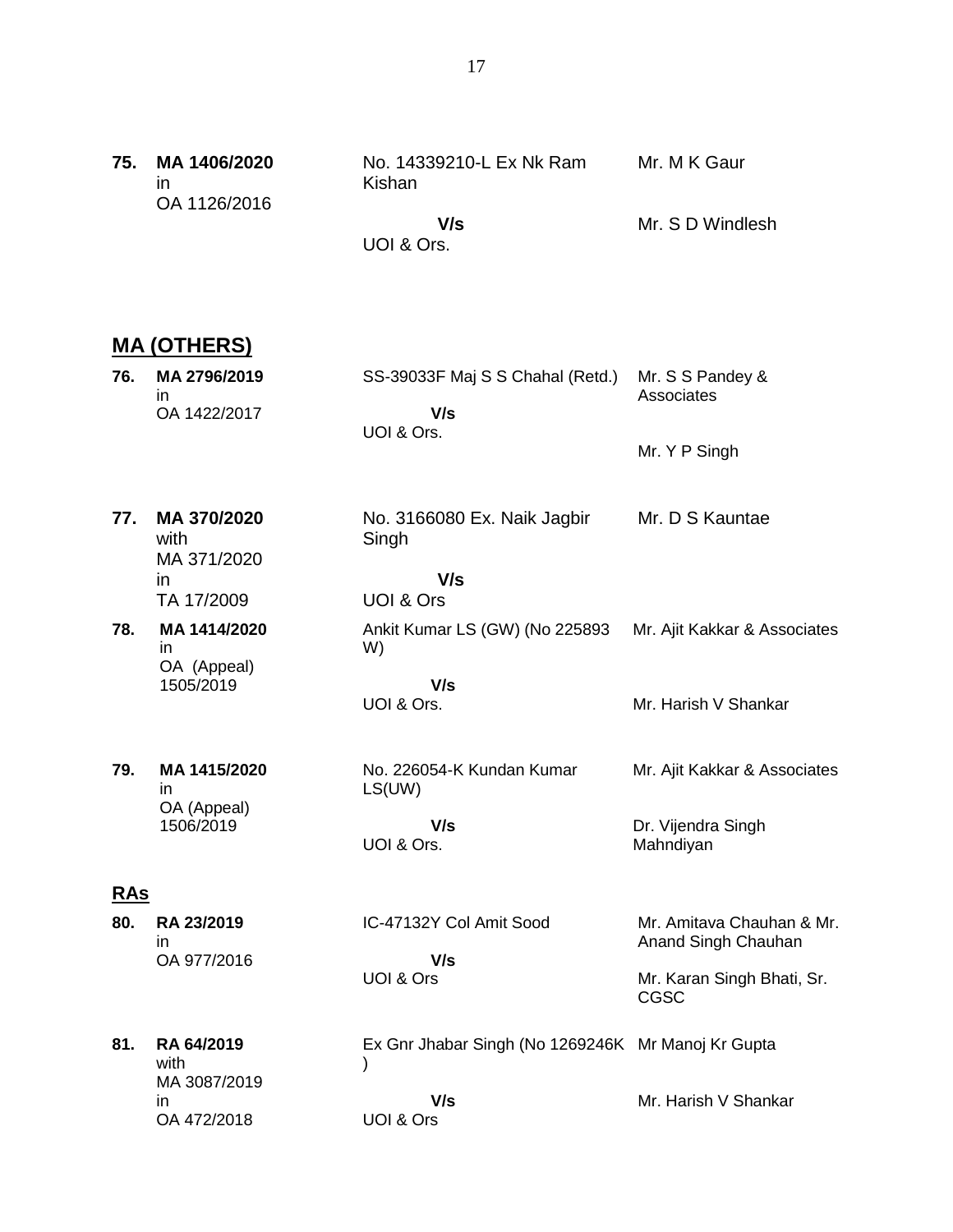| | | | |
|---|---|---|---|
| **75.** | **MA 1406/2020** in OA 1126/2016 | No. 14339210-L Ex Nk Ram Kishan<br><br>**V/s**<br>UOI & Ors. | Mr. M K Gaur<br><br>Mr. S D Windlesh |

## MA (OTHERS)

| | | | |
|---|---|---|---|
| **76.** | **MA 2796/2019** in OA 1422/2017 | SS-39033F Maj S S Chahal (Retd.)<br><br>**V/s**<br>UOI & Ors. | Mr. S S Pandey & Associates<br><br>Mr. Y P Singh |
| **77.** | **MA 370/2020** with MA 371/2020 in TA 17/2009 | No. 3166080 Ex. Naik Jagbir Singh<br><br>**V/s**<br>UOI & Ors | Mr. D S Kauntae |
| **78.** | **MA 1414/2020** in OA (Appeal) 1505/2019 | Ankit Kumar LS (GW) (No 225893 W)<br><br>**V/s**<br>UOI & Ors. | Mr. Ajit Kakkar & Associates<br><br>Mr. Harish V Shankar |
| **79.** | **MA 1415/2020** in OA (Appeal) 1506/2019 | No. 226054-K Kundan Kumar LS(UW)<br><br>**V/s**<br>UOI & Ors. | Mr. Ajit Kakkar & Associates<br><br>Dr. Vijendra Singh Mahndiyan |

## RAs

| | | | |
|---|---|---|---|
| **80.** | **RA 23/2019** in OA 977/2016 | IC-47132Y Col Amit Sood<br><br>**V/s**<br>UOI & Ors | Mr. Amitava Chauhan & Mr. Anand Singh Chauhan<br><br>Mr. Karan Singh Bhati, Sr. CGSC |
| **81.** | **RA 64/2019** with MA 3087/2019 in OA 472/2018 | Ex Gnr Jhabar Singh (No 1269246K )<br><br>**V/s**<br>UOI & Ors | Mr Manoj Kr Gupta<br><br>Mr. Harish V Shankar |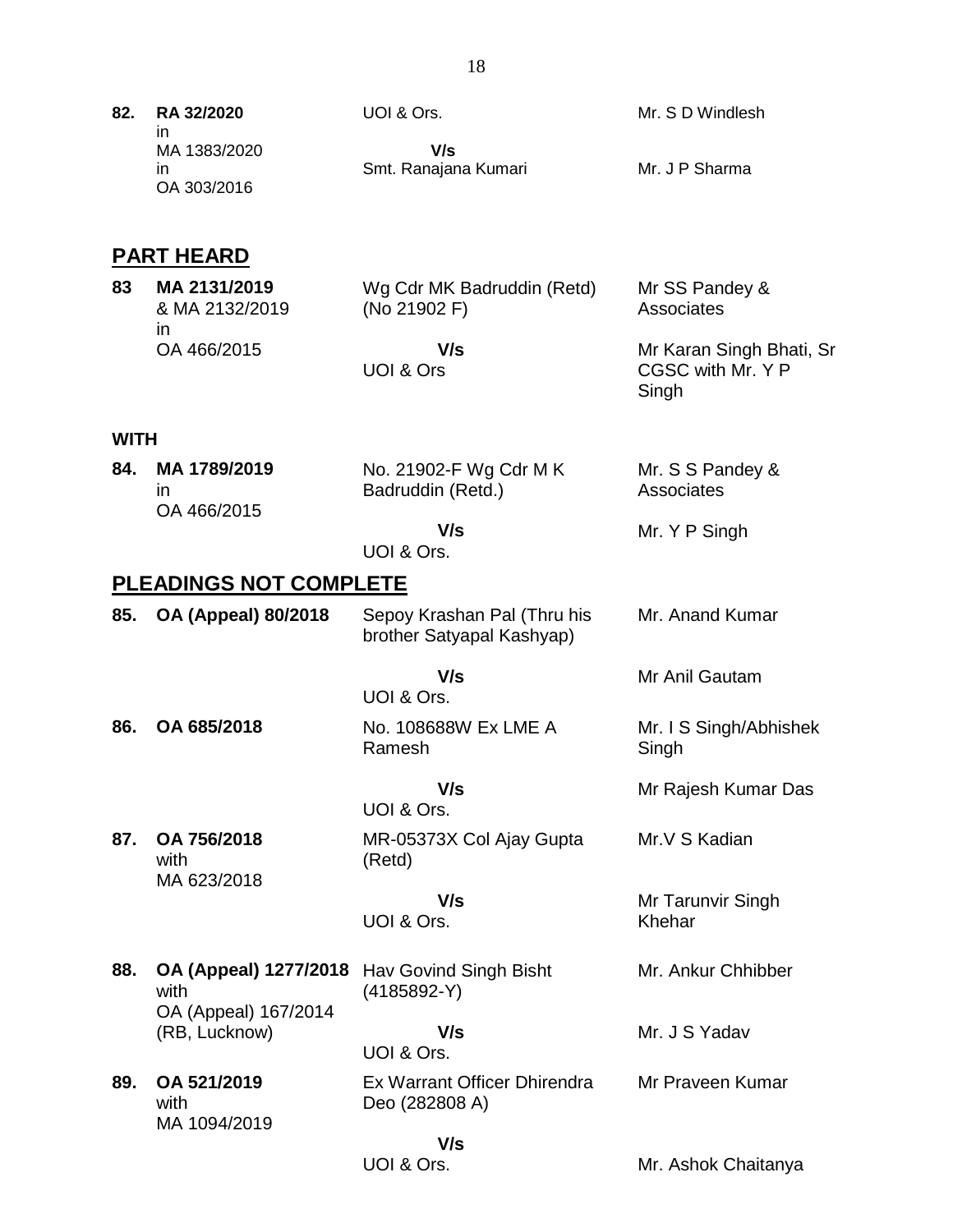| | | | |
|---|---|---|---|
| **82.** | **RA 32/2020** in MA 1383/2020 in OA 303/2016 | UOI & Ors. **V/s** Smt. Ranajana Kumari | Mr. S D Windlesh<br><br>Mr. J P Sharma |

## PART HEARD

| | | | |
|---|---|---|---|
| **83** | **MA 2131/2019** & MA 2132/2019 in OA 466/2015 | Wg Cdr MK Badruddin (Retd) (No 21902 F) **V/s** UOI & Ors | Mr SS Pandey & Associates<br><br>Mr Karan Singh Bhati, Sr CGSC with Mr. Y P Singh |

**WITH**

| | | | |
|---|---|---|---|
| **84.** | **MA 1789/2019** in OA 466/2015 | No. 21902-F Wg Cdr M K Badruddin (Retd.) **V/s** UOI & Ors. | Mr. S S Pandey & Associates<br><br>Mr. Y P Singh |

## PLEADINGS NOT COMPLETE

| | | | |
|---|---|---|---|
| **85.** | **OA (Appeal) 80/2018** | Sepoy Krashan Pal (Thru his brother Satyapal Kashyap) **V/s** UOI & Ors. | Mr. Anand Kumar<br><br>Mr Anil Gautam |
| **86.** | **OA 685/2018** | No. 108688W Ex LME A Ramesh **V/s** UOI & Ors. | Mr. I S Singh/Abhishek Singh<br><br>Mr Rajesh Kumar Das |
| **87.** | **OA 756/2018** with MA 623/2018 | MR-05373X Col Ajay Gupta (Retd) **V/s** UOI & Ors. | Mr.V S Kadian<br><br>Mr Tarunvir Singh Khehar |
| **88.** | **OA (Appeal) 1277/2018** with OA (Appeal) 167/2014 (RB, Lucknow) | Hav Govind Singh Bisht (4185892-Y) **V/s** UOI & Ors. | Mr. Ankur Chhibber<br><br>Mr. J S Yadav |
| **89.** | **OA 521/2019** with MA 1094/2019 | Ex Warrant Officer Dhirendra Deo (282808 A) **V/s** UOI & Ors. | Mr Praveen Kumar<br><br>Mr. Ashok Chaitanya |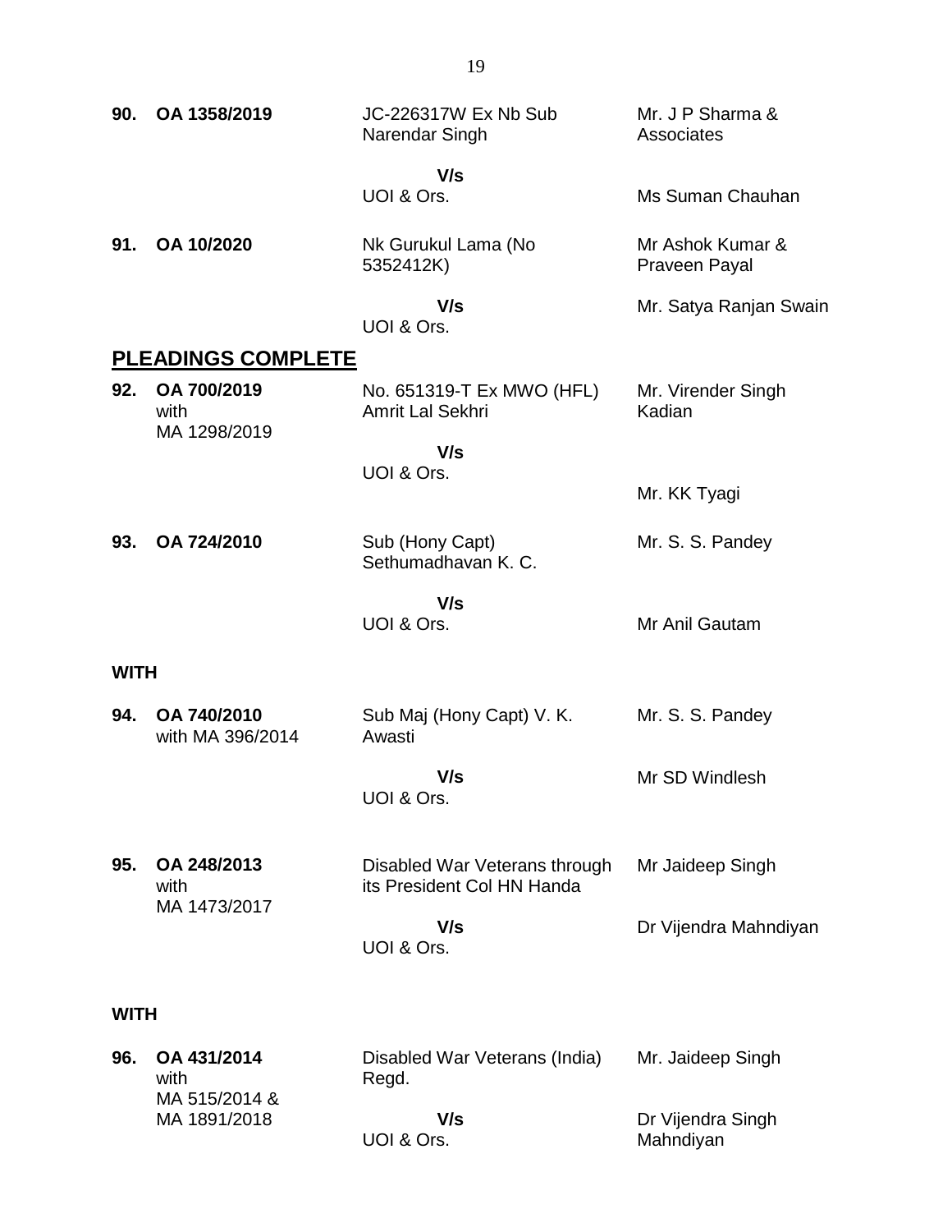| | | | |
|---|---|---|---|
| **90.** | **OA 1358/2019** | JC-226317W Ex Nb Sub Narendar Singh<br><br>**V/s**<br>UOI & Ors. | Mr. J P Sharma & Associates<br><br>Ms Suman Chauhan |
| **91.** | **OA 10/2020** | Nk Gurukul Lama (No 5352412K)<br><br>**V/s**<br>UOI & Ors. | Mr Ashok Kumar & Praveen Payal<br><br>Mr. Satya Ranjan Swain |

## PLEADINGS COMPLETE

| | | | |
|---|---|---|---|
| **92.** | **OA 700/2019** with MA 1298/2019 | No. 651319-T Ex MWO (HFL) Amrit Lal Sekhri<br><br>**V/s**<br>UOI & Ors. | Mr. Virender Singh Kadian<br><br>Mr. KK Tyagi |
| **93.** | **OA 724/2010** | Sub (Hony Capt) Sethumadhavan K. C.<br><br>**V/s**<br>UOI & Ors. | Mr. S. S. Pandey<br><br>Mr Anil Gautam |

**WITH**

| | | | |
|---|---|---|---|
| **94.** | **OA 740/2010** with MA 396/2014 | Sub Maj (Hony Capt) V. K. Awasti<br><br>**V/s**<br>UOI & Ors. | Mr. S. S. Pandey<br><br>Mr SD Windlesh |
| **95.** | **OA 248/2013** with MA 1473/2017 | Disabled War Veterans through its President Col HN Handa<br><br>**V/s**<br>UOI & Ors. | Mr Jaideep Singh<br><br>Dr Vijendra Mahndiyan |

**WITH**

| | | | |
|---|---|---|---|
| **96.** | **OA 431/2014** with MA 515/2014 & MA 1891/2018 | Disabled War Veterans (India) Regd.<br><br>**V/s**<br>UOI & Ors. | Mr. Jaideep Singh<br><br>Dr Vijendra Singh Mahndiyan |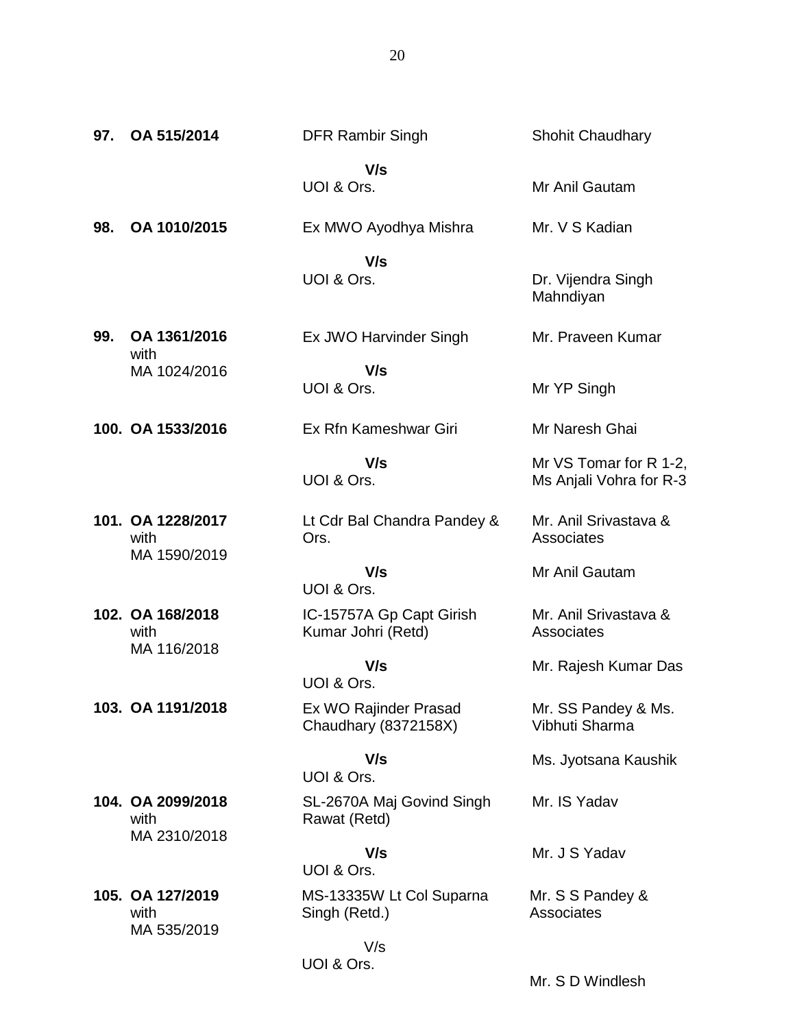| | | | |
|---|---|---|---|
| **97.** | **OA 515/2014** | DFR Rambir Singh<br><br>**V/s**<br>UOI & Ors. | Shohit Chaudhary<br><br>Mr Anil Gautam |
| **98.** | **OA 1010/2015** | Ex MWO Ayodhya Mishra<br><br>**V/s**<br>UOI & Ors. | Mr. V S Kadian<br><br>Dr. Vijendra Singh Mahndiyan |
| **99.** | **OA 1361/2016** with MA 1024/2016 | Ex JWO Harvinder Singh<br><br>**V/s**<br>UOI & Ors. | Mr. Praveen Kumar<br><br>Mr YP Singh |
| **100.** | **OA 1533/2016** | Ex Rfn Kameshwar Giri<br><br>**V/s**<br>UOI & Ors. | Mr Naresh Ghai<br><br>Mr VS Tomar for R 1-2, Ms Anjali Vohra for R-3 |
| **101.** | **OA 1228/2017** with MA 1590/2019 | Lt Cdr Bal Chandra Pandey & Ors.<br><br>**V/s**<br>UOI & Ors. | Mr. Anil Srivastava & Associates<br><br>Mr Anil Gautam |
| **102.** | **OA 168/2018** with MA 116/2018 | IC-15757A Gp Capt Girish Kumar Johri (Retd)<br><br>**V/s**<br>UOI & Ors. | Mr. Anil Srivastava & Associates<br><br>Mr. Rajesh Kumar Das |
| **103.** | **OA 1191/2018** | Ex WO Rajinder Prasad Chaudhary (8372158X)<br><br>**V/s**<br>UOI & Ors. | Mr. SS Pandey & Ms. Vibhuti Sharma<br><br>Ms. Jyotsana Kaushik |
| **104.** | **OA 2099/2018** with MA 2310/2018 | SL-2670A Maj Govind Singh Rawat (Retd)<br><br>**V/s**<br>UOI & Ors. | Mr. IS Yadav<br><br>Mr. J S Yadav |
| **105.** | **OA 127/2019** with MA 535/2019 | MS-13335W Lt Col Suparna Singh (Retd.)<br><br>V/s<br>UOI & Ors. | Mr. S S Pandey & Associates<br><br>Mr. S D Windlesh |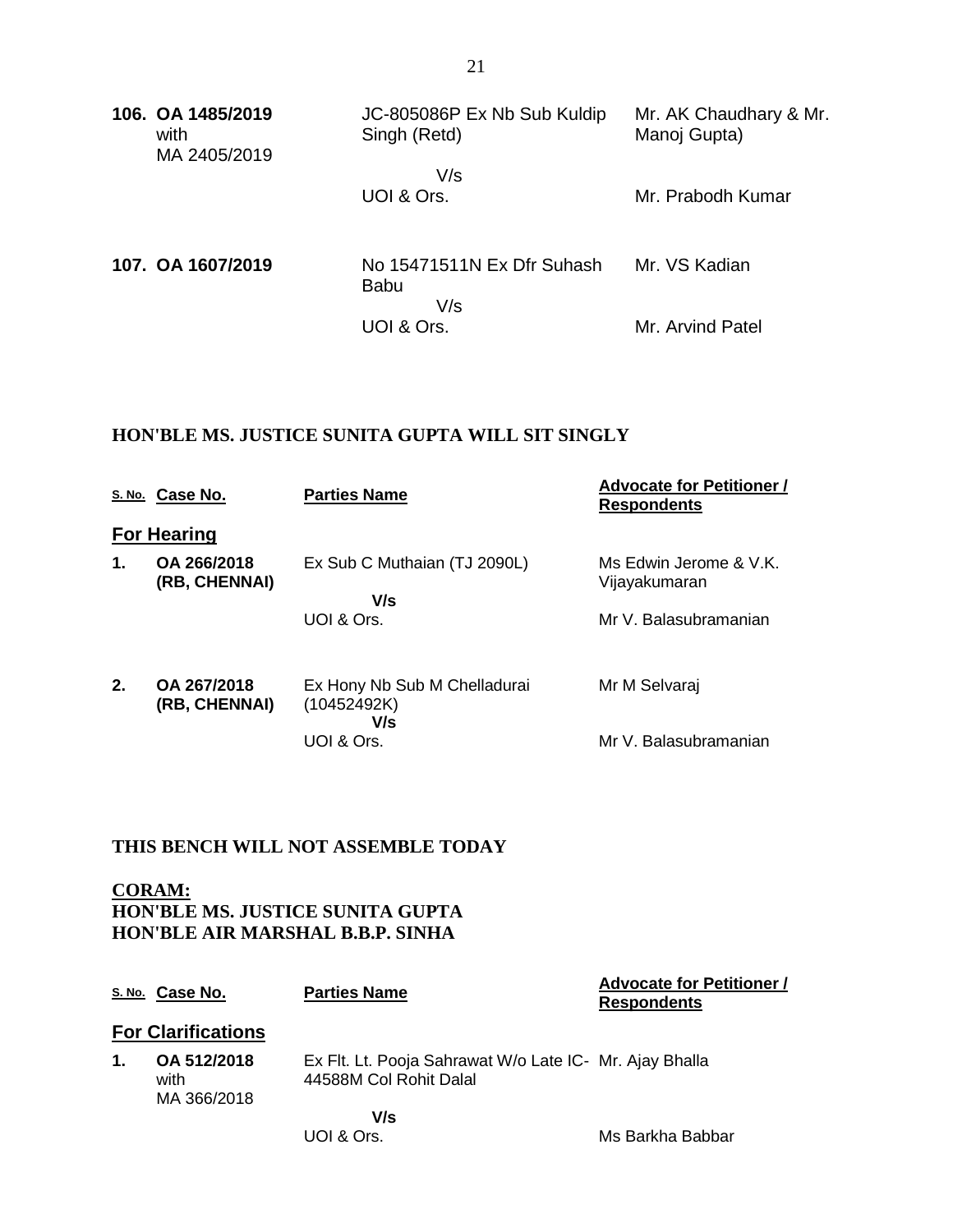| | | |
|---|---|---|
| **106. OA 1485/2019** with MA 2405/2019 | JC-805086P Ex Nb Sub Kuldip Singh (Retd) V/s UOI & Ors. | Mr. AK Chaudhary & Mr. Manoj Gupta) Mr. Prabodh Kumar |
| **107. OA 1607/2019** | No 15471511N Ex Dfr Suhash Babu V/s UOI & Ors. | Mr. VS Kadian Mr. Arvind Patel |

## HON'BLE MS. JUSTICE SUNITA GUPTA WILL SIT SINGLY

| S. No. | Case No. | Parties Name | Advocate for Petitioner / Respondents |
|---|---|---|---|
| | **For Hearing** | | |
| **1.** | **OA 266/2018 (RB, CHENNAI)** | Ex Sub C Muthaian (TJ 2090L) **V/s** UOI & Ors. | Ms Edwin Jerome & V.K. Vijayakumaran Mr V. Balasubramanian |
| **2.** | **OA 267/2018 (RB, CHENNAI)** | Ex Hony Nb Sub M Chelladurai (10452492K) **V/s** UOI & Ors. | Mr M Selvaraj Mr V. Balasubramanian |

## THIS BENCH WILL NOT ASSEMBLE TODAY

**CORAM:**
**HON'BLE MS. JUSTICE SUNITA GUPTA**
**HON'BLE AIR MARSHAL B.B.P. SINHA**

| S. No. | Case No. | Parties Name | Advocate for Petitioner / Respondents |
|---|---|---|---|
| | **For Clarifications** | | |
| **1.** | **OA 512/2018** with MA 366/2018 | Ex Flt. Lt. Pooja Sahrawat W/o Late IC-44588M Col Rohit Dalal **V/s** UOI & Ors. | Mr. Ajay Bhalla Ms Barkha Babbar |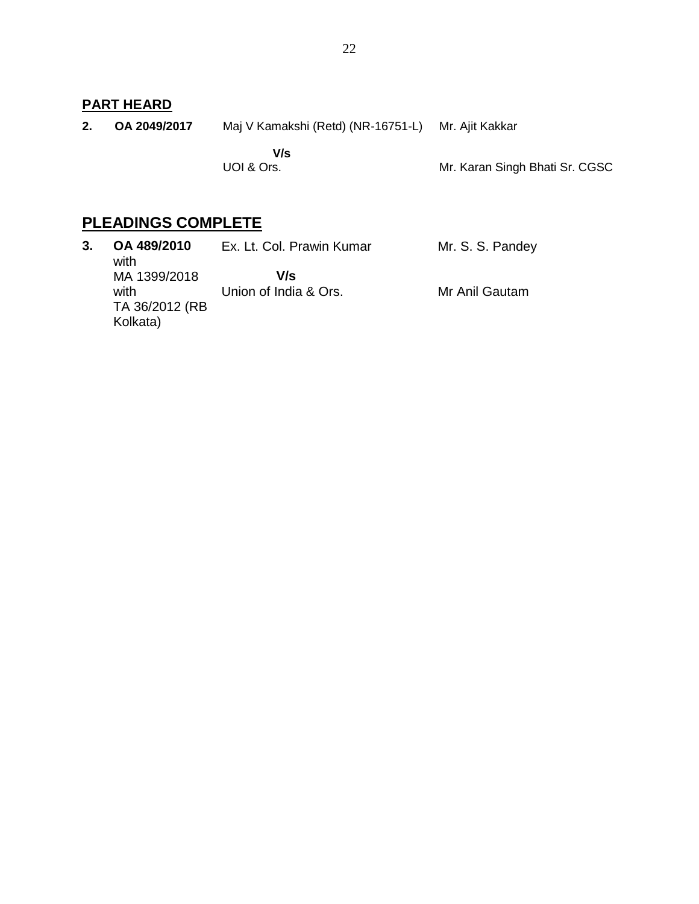## PART HEARD

| | | | |
|---|---|---|---|
| **2.** | **OA 2049/2017** | Maj V Kamakshi (Retd) (NR-16751-L) | Mr. Ajit Kakkar |
| | | **V/s** | |
| | | UOI & Ors. | Mr. Karan Singh Bhati Sr. CGSC |

## PLEADINGS COMPLETE

| | | | |
|---|---|---|---|
| **3.** | **OA 489/2010** with MA 1399/2018 with TA 36/2012 (RB Kolkata) | Ex. Lt. Col. Prawin Kumar | Mr. S. S. Pandey |
| | | **V/s** | |
| | | Union of India & Ors. | Mr Anil Gautam |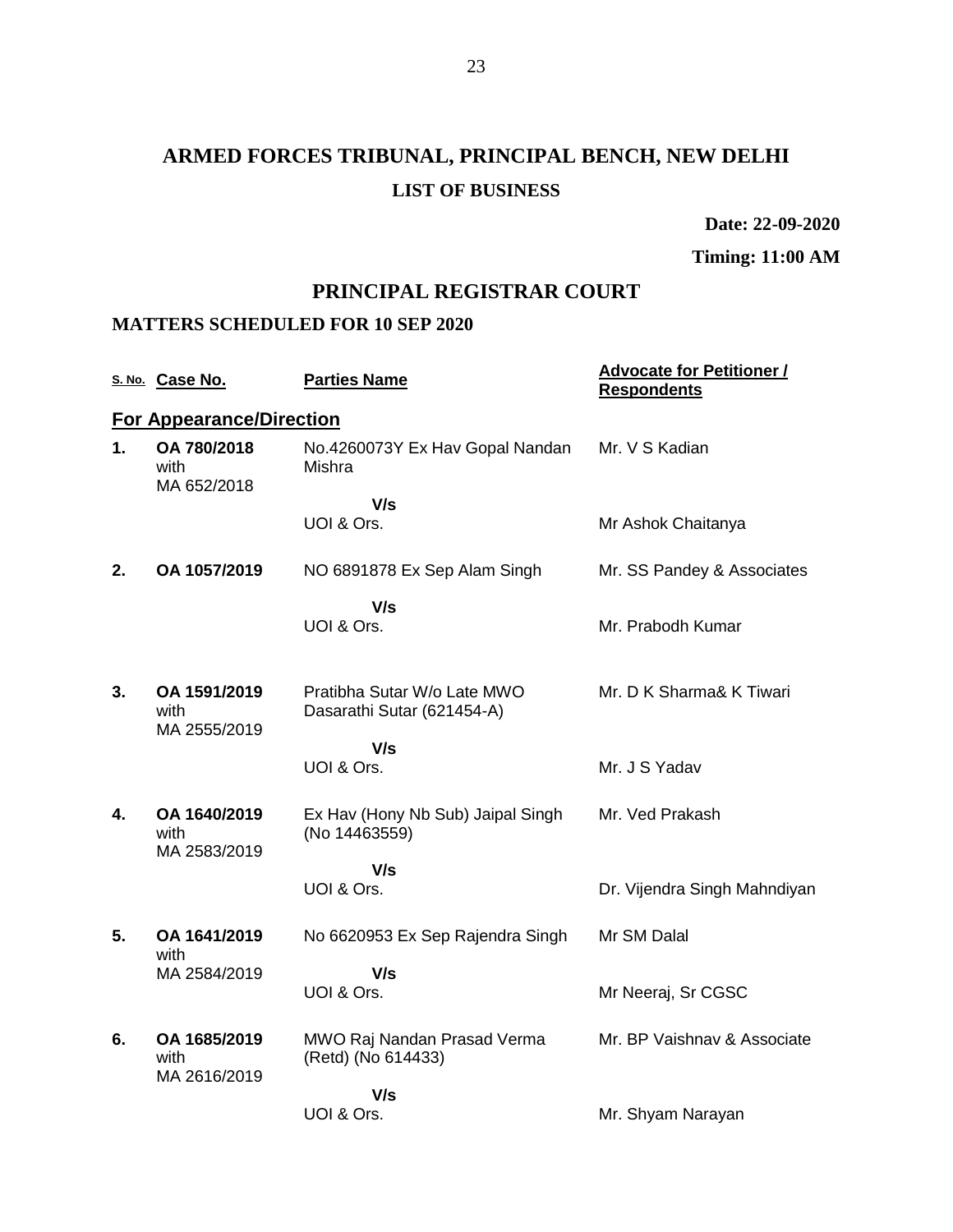# ARMED FORCES TRIBUNAL, PRINCIPAL BENCH, NEW DELHI

## LIST OF BUSINESS

**Date: 22-09-2020**

**Timing: 11:00 AM**

## PRINCIPAL REGISTRAR COURT

### MATTERS SCHEDULED FOR 10 SEP 2020

| S. No. | Case No. | Parties Name | Advocate for Petitioner / Respondents |
|---|---|---|---|
| **For Appearance/Direction** | | | |
| **1.** | **OA 780/2018** with MA 652/2018 | No.4260073Y Ex Hav Gopal Nandan Mishra | Mr. V S Kadian |
| | | **V/s** UOI & Ors. | Mr Ashok Chaitanya |
| **2.** | **OA 1057/2019** | NO 6891878 Ex Sep Alam Singh | Mr. SS Pandey & Associates |
| | | **V/s** UOI & Ors. | Mr. Prabodh Kumar |
| **3.** | **OA 1591/2019** with MA 2555/2019 | Pratibha Sutar W/o Late MWO Dasarathi Sutar (621454-A) | Mr. D K Sharma& K Tiwari |
| | | **V/s** UOI & Ors. | Mr. J S Yadav |
| **4.** | **OA 1640/2019** with MA 2583/2019 | Ex Hav (Hony Nb Sub) Jaipal Singh (No 14463559) | Mr. Ved Prakash |
| | | **V/s** UOI & Ors. | Dr. Vijendra Singh Mahndiyan |
| **5.** | **OA 1641/2019** with MA 2584/2019 | No 6620953 Ex Sep Rajendra Singh | Mr SM Dalal |
| | | **V/s** UOI & Ors. | Mr Neeraj, Sr CGSC |
| **6.** | **OA 1685/2019** with MA 2616/2019 | MWO Raj Nandan Prasad Verma (Retd) (No 614433) | Mr. BP Vaishnav & Associate |
| | | **V/s** UOI & Ors. | Mr. Shyam Narayan |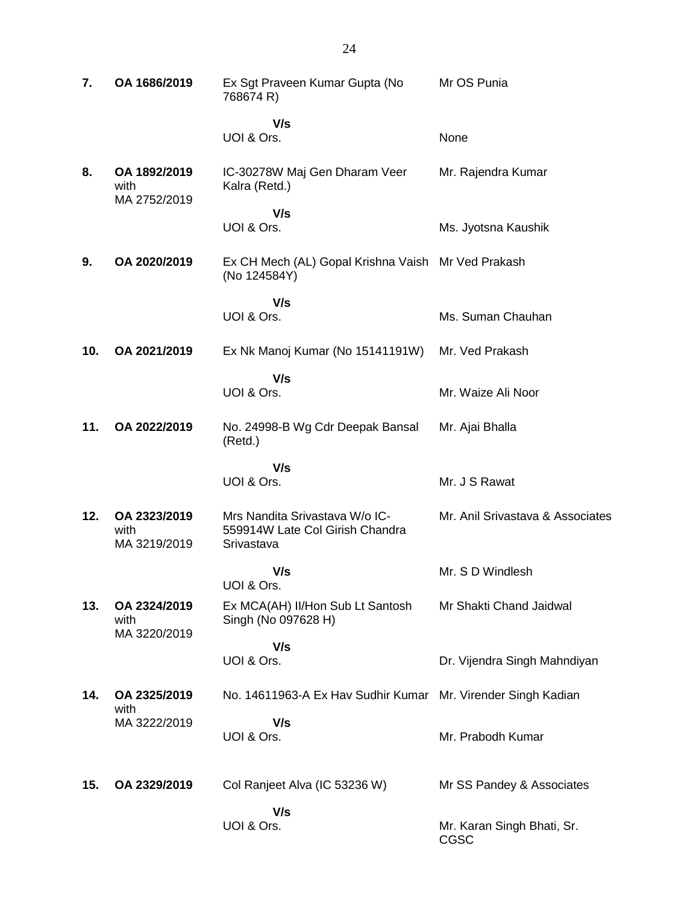| | | | |
|---|---|---|---|
| **7.** | **OA 1686/2019** | Ex Sgt Praveen Kumar Gupta (No 768674 R) | Mr OS Punia |
| | | **V/s** | |
| | | UOI & Ors. | None |
| **8.** | **OA 1892/2019** with MA 2752/2019 | IC-30278W Maj Gen Dharam Veer Kalra (Retd.) | Mr. Rajendra Kumar |
| | | **V/s** | |
| | | UOI & Ors. | Ms. Jyotsna Kaushik |
| **9.** | **OA 2020/2019** | Ex CH Mech (AL) Gopal Krishna Vaish (No 124584Y) | Mr Ved Prakash |
| | | **V/s** | |
| | | UOI & Ors. | Ms. Suman Chauhan |
| **10.** | **OA 2021/2019** | Ex Nk Manoj Kumar (No 15141191W) | Mr. Ved Prakash |
| | | **V/s** | |
| | | UOI & Ors. | Mr. Waize Ali Noor |
| **11.** | **OA 2022/2019** | No. 24998-B Wg Cdr Deepak Bansal (Retd.) | Mr. Ajai Bhalla |
| | | **V/s** | |
| | | UOI & Ors. | Mr. J S Rawat |
| **12.** | **OA 2323/2019** with MA 3219/2019 | Mrs Nandita Srivastava W/o IC-559914W Late Col Girish Chandra Srivastava | Mr. Anil Srivastava & Associates |
| | | **V/s** | Mr. S D Windlesh |
| | | UOI & Ors. | |
| **13.** | **OA 2324/2019** with MA 3220/2019 | Ex MCA(AH) II/Hon Sub Lt Santosh Singh (No 097628 H) | Mr Shakti Chand Jaidwal |
| | | **V/s** | |
| | | UOI & Ors. | Dr. Vijendra Singh Mahndiyan |
| **14.** | **OA 2325/2019** with MA 3222/2019 | No. 14611963-A Ex Hav Sudhir Kumar | Mr. Virender Singh Kadian |
| | | **V/s** | |
| | | UOI & Ors. | Mr. Prabodh Kumar |
| **15.** | **OA 2329/2019** | Col Ranjeet Alva (IC 53236 W) | Mr SS Pandey & Associates |
| | | **V/s** | |
| | | UOI & Ors. | Mr. Karan Singh Bhati, Sr. CGSC |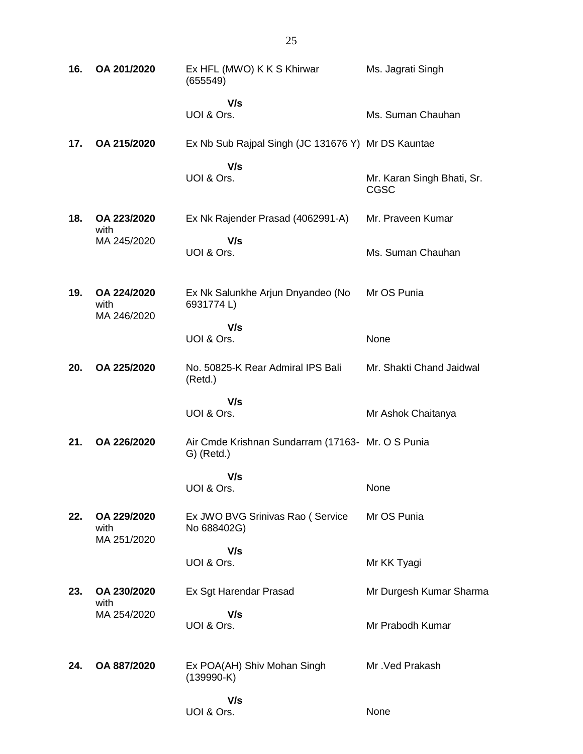| | | | |
|---|---|---|---|
| **16.** | **OA 201/2020** | Ex HFL (MWO) K K S Khirwar (655549)<br><br>**V/s**<br>UOI & Ors. | Ms. Jagrati Singh<br><br><br>Ms. Suman Chauhan |
| **17.** | **OA 215/2020** | Ex Nb Sub Rajpal Singh (JC 131676 Y)<br><br>**V/s**<br>UOI & Ors. | Mr DS Kauntae<br><br><br>Mr. Karan Singh Bhati, Sr. CGSC |
| **18.** | **OA 223/2020** with MA 245/2020 | Ex Nk Rajender Prasad (4062991-A)<br><br>**V/s**<br>UOI & Ors. | Mr. Praveen Kumar<br><br><br>Ms. Suman Chauhan |
| **19.** | **OA 224/2020** with MA 246/2020 | Ex Nk Salunkhe Arjun Dnyandeo (No 6931774 L)<br><br>**V/s**<br>UOI & Ors. | Mr OS Punia<br><br><br>None |
| **20.** | **OA 225/2020** | No. 50825-K Rear Admiral IPS Bali (Retd.)<br><br>**V/s**<br>UOI & Ors. | Mr. Shakti Chand Jaidwal<br><br><br>Mr Ashok Chaitanya |
| **21.** | **OA 226/2020** | Air Cmde Krishnan Sundarram (17163-G) (Retd.)<br><br>**V/s**<br>UOI & Ors. | Mr. O S Punia<br><br><br>None |
| **22.** | **OA 229/2020** with MA 251/2020 | Ex JWO BVG Srinivas Rao ( Service No 688402G)<br><br>**V/s**<br>UOI & Ors. | Mr OS Punia<br><br><br>Mr KK Tyagi |
| **23.** | **OA 230/2020** with MA 254/2020 | Ex Sgt Harendar Prasad<br><br>**V/s**<br>UOI & Ors. | Mr Durgesh Kumar Sharma<br><br><br>Mr Prabodh Kumar |
| **24.** | **OA 887/2020** | Ex POA(AH) Shiv Mohan Singh (139990-K)<br><br>**V/s**<br>UOI & Ors. | Mr .Ved Prakash<br><br><br>None |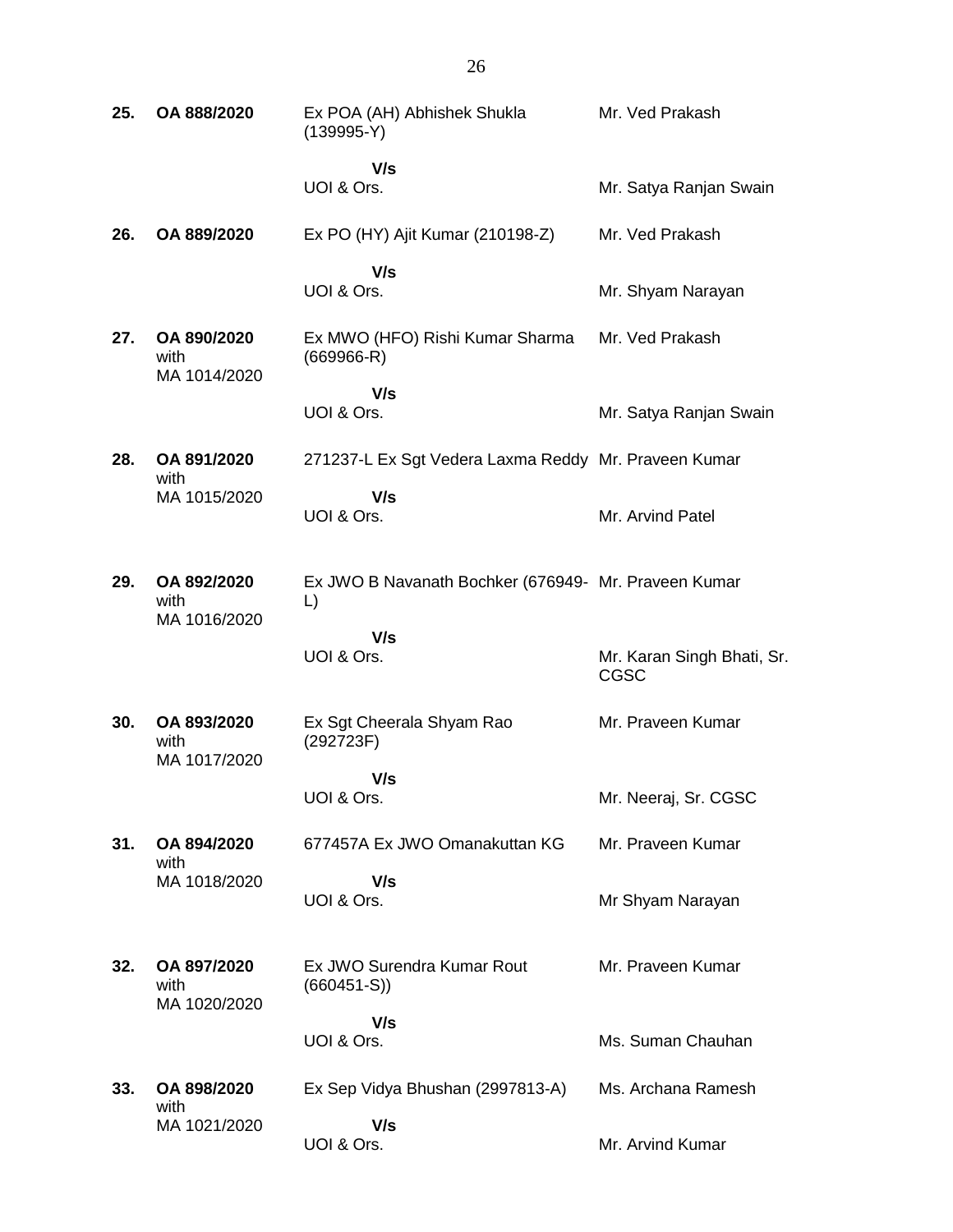| | | | |
|---|---|---|---|
| **25.** | **OA 888/2020** | Ex POA (AH) Abhishek Shukla (139995-Y) | Mr. Ved Prakash |
| | | **V/s** | |
| | | UOI & Ors. | Mr. Satya Ranjan Swain |
| **26.** | **OA 889/2020** | Ex PO (HY) Ajit Kumar (210198-Z) | Mr. Ved Prakash |
| | | **V/s** | |
| | | UOI & Ors. | Mr. Shyam Narayan |
| **27.** | **OA 890/2020** with MA 1014/2020 | Ex MWO (HFO) Rishi Kumar Sharma (669966-R) | Mr. Ved Prakash |
| | | **V/s** | |
| | | UOI & Ors. | Mr. Satya Ranjan Swain |
| **28.** | **OA 891/2020** with MA 1015/2020 | 271237-L Ex Sgt Vedera Laxma Reddy | Mr. Praveen Kumar |
| | | **V/s** | |
| | | UOI & Ors. | Mr. Arvind Patel |
| **29.** | **OA 892/2020** with MA 1016/2020 | Ex JWO B Navanath Bochker (676949-L) | Mr. Praveen Kumar |
| | | **V/s** | |
| | | UOI & Ors. | Mr. Karan Singh Bhati, Sr. CGSC |
| **30.** | **OA 893/2020** with MA 1017/2020 | Ex Sgt Cheerala Shyam Rao (292723F) | Mr. Praveen Kumar |
| | | **V/s** | |
| | | UOI & Ors. | Mr. Neeraj, Sr. CGSC |
| **31.** | **OA 894/2020** with MA 1018/2020 | 677457A Ex JWO Omanakuttan KG | Mr. Praveen Kumar |
| | | **V/s** | |
| | | UOI & Ors. | Mr Shyam Narayan |
| **32.** | **OA 897/2020** with MA 1020/2020 | Ex JWO Surendra Kumar Rout (660451-S)) | Mr. Praveen Kumar |
| | | **V/s** | |
| | | UOI & Ors. | Ms. Suman Chauhan |
| **33.** | **OA 898/2020** with MA 1021/2020 | Ex Sep Vidya Bhushan (2997813-A) | Ms. Archana Ramesh |
| | | **V/s** | |
| | | UOI & Ors. | Mr. Arvind Kumar |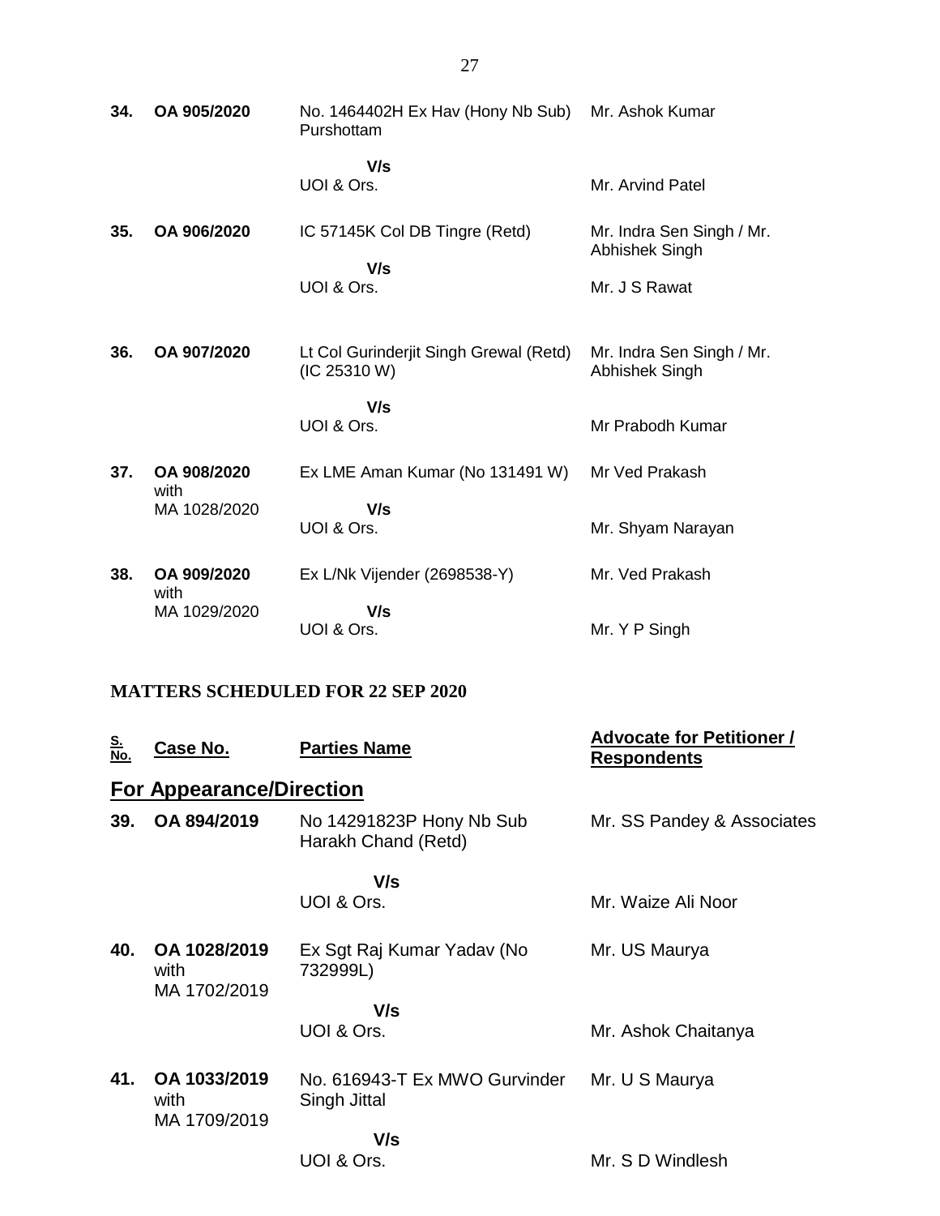| | | | |
|---|---|---|---|
| **34.** | **OA 905/2020** | No. 1464402H Ex Hav (Hony Nb Sub) Purshottam<br><br>**V/s**<br>UOI & Ors. | Mr. Ashok Kumar<br><br><br>Mr. Arvind Patel |
| **35.** | **OA 906/2020** | IC 57145K Col DB Tingre (Retd)<br><br>**V/s**<br>UOI & Ors. | Mr. Indra Sen Singh / Mr. Abhishek Singh<br><br>Mr. J S Rawat |
| **36.** | **OA 907/2020** | Lt Col Gurinderjit Singh Grewal (Retd) (IC 25310 W)<br><br>**V/s**<br>UOI & Ors. | Mr. Indra Sen Singh / Mr. Abhishek Singh<br><br><br>Mr Prabodh Kumar |
| **37.** | **OA 908/2020** with MA 1028/2020 | Ex LME Aman Kumar (No 131491 W)<br><br>**V/s**<br>UOI & Ors. | Mr Ved Prakash<br><br><br>Mr. Shyam Narayan |
| **38.** | **OA 909/2020** with MA 1029/2020 | Ex L/Nk Vijender (2698538-Y)<br><br>**V/s**<br>UOI & Ors. | Mr. Ved Prakash<br><br><br>Mr. Y P Singh |

## MATTERS SCHEDULED FOR 22 SEP 2020

| S. No. | Case No. | Parties Name | Advocate for Petitioner / Respondents |
|---|---|---|---|
| | **For Appearance/Direction** | | |
| **39.** | **OA 894/2019** | No 14291823P Hony Nb Sub Harakh Chand (Retd)<br><br>**V/s**<br>UOI & Ors. | Mr. SS Pandey & Associates<br><br><br>Mr. Waize Ali Noor |
| **40.** | **OA 1028/2019** with MA 1702/2019 | Ex Sgt Raj Kumar Yadav (No 732999L)<br><br>**V/s**<br>UOI & Ors. | Mr. US Maurya<br><br><br>Mr. Ashok Chaitanya |
| **41.** | **OA 1033/2019** with MA 1709/2019 | No. 616943-T Ex MWO Gurvinder Singh Jittal<br><br>**V/s**<br>UOI & Ors. | Mr. U S Maurya<br><br><br>Mr. S D Windlesh |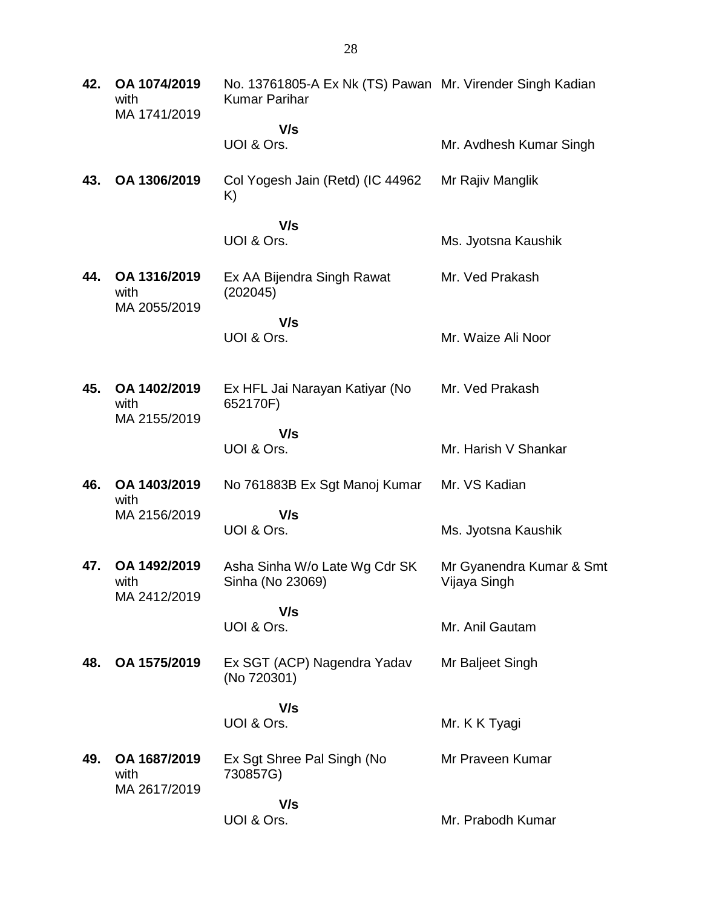| | | | |
|---|---|---|---|
| **42.** | **OA 1074/2019** with MA 1741/2019 | No. 13761805-A Ex Nk (TS) Pawan Kumar Parihar | Mr. Virender Singh Kadian |
| | | **V/s** | |
| | | UOI & Ors. | Mr. Avdhesh Kumar Singh |
| **43.** | **OA 1306/2019** | Col Yogesh Jain (Retd) (IC 44962 K) | Mr Rajiv Manglik |
| | | **V/s** | |
| | | UOI & Ors. | Ms. Jyotsna Kaushik |
| **44.** | **OA 1316/2019** with MA 2055/2019 | Ex AA Bijendra Singh Rawat (202045) | Mr. Ved Prakash |
| | | **V/s** | |
| | | UOI & Ors. | Mr. Waize Ali Noor |
| **45.** | **OA 1402/2019** with MA 2155/2019 | Ex HFL Jai Narayan Katiyar (No 652170F) | Mr. Ved Prakash |
| | | **V/s** | |
| | | UOI & Ors. | Mr. Harish V Shankar |
| **46.** | **OA 1403/2019** with MA 2156/2019 | No 761883B Ex Sgt Manoj Kumar | Mr. VS Kadian |
| | | **V/s** | |
| | | UOI & Ors. | Ms. Jyotsna Kaushik |
| **47.** | **OA 1492/2019** with MA 2412/2019 | Asha Sinha W/o Late Wg Cdr SK Sinha (No 23069) | Mr Gyanendra Kumar & Smt Vijaya Singh |
| | | **V/s** | |
| | | UOI & Ors. | Mr. Anil Gautam |
| **48.** | **OA 1575/2019** | Ex SGT (ACP) Nagendra Yadav (No 720301) | Mr Baljeet Singh |
| | | **V/s** | |
| | | UOI & Ors. | Mr. K K Tyagi |
| **49.** | **OA 1687/2019** with MA 2617/2019 | Ex Sgt Shree Pal Singh (No 730857G) | Mr Praveen Kumar |
| | | **V/s** | |
| | | UOI & Ors. | Mr. Prabodh Kumar |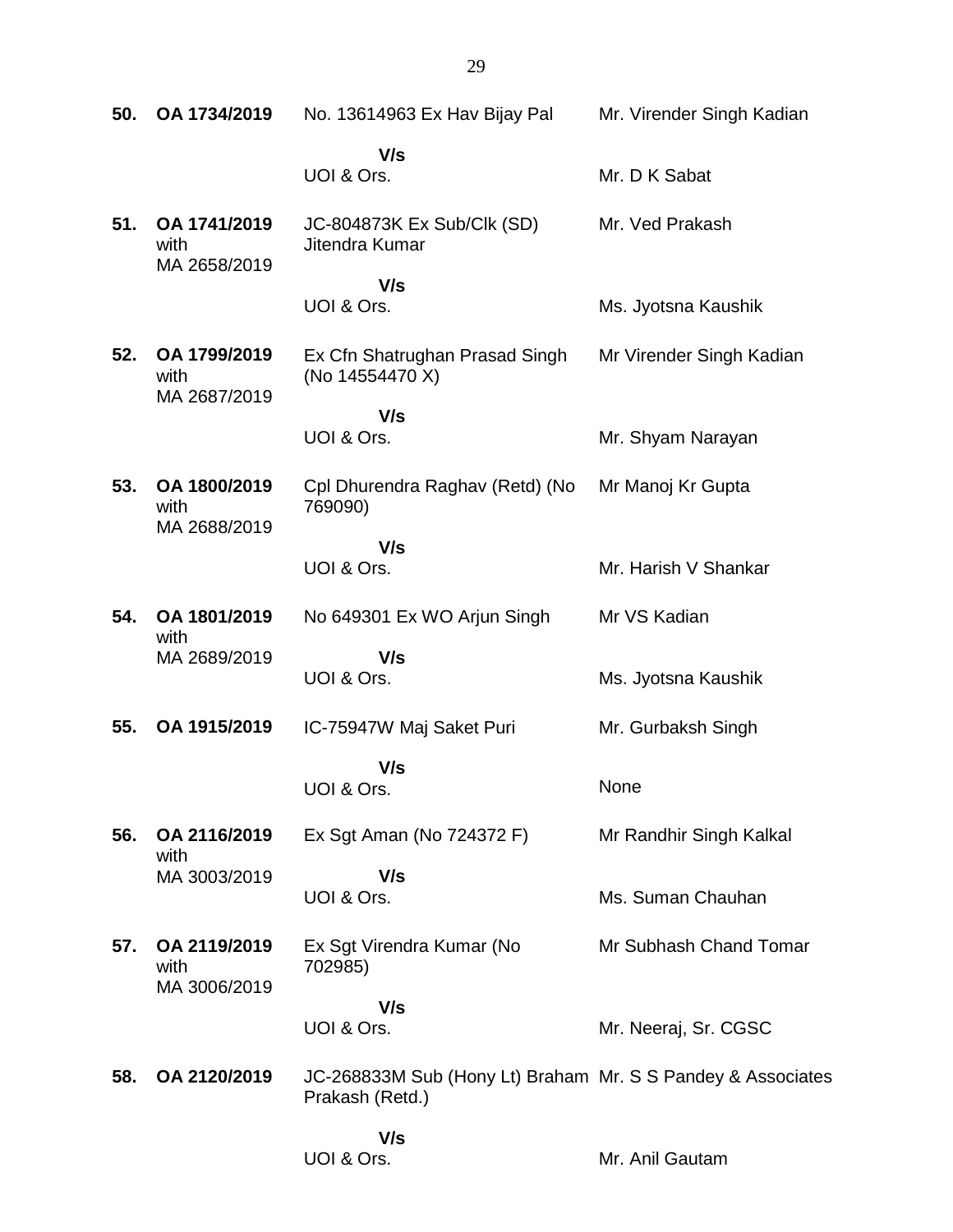| | | | |
|---|---|---|---|
| **50.** | **OA 1734/2019** | No. 13614963 Ex Hav Bijay Pal | Mr. Virender Singh Kadian |
| | | **V/s** | |
| | | UOI & Ors. | Mr. D K Sabat |
| **51.** | **OA 1741/2019** with MA 2658/2019 | JC-804873K Ex Sub/Clk (SD) Jitendra Kumar | Mr. Ved Prakash |
| | | **V/s** | |
| | | UOI & Ors. | Ms. Jyotsna Kaushik |
| **52.** | **OA 1799/2019** with MA 2687/2019 | Ex Cfn Shatrughan Prasad Singh (No 14554470 X) | Mr Virender Singh Kadian |
| | | **V/s** | |
| | | UOI & Ors. | Mr. Shyam Narayan |
| **53.** | **OA 1800/2019** with MA 2688/2019 | Cpl Dhurendra Raghav (Retd) (No 769090) | Mr Manoj Kr Gupta |
| | | **V/s** | |
| | | UOI & Ors. | Mr. Harish V Shankar |
| **54.** | **OA 1801/2019** with MA 2689/2019 | No 649301 Ex WO Arjun Singh | Mr VS Kadian |
| | | **V/s** | |
| | | UOI & Ors. | Ms. Jyotsna Kaushik |
| **55.** | **OA 1915/2019** | IC-75947W Maj Saket Puri | Mr. Gurbaksh Singh |
| | | **V/s** | |
| | | UOI & Ors. | None |
| **56.** | **OA 2116/2019** with MA 3003/2019 | Ex Sgt Aman (No 724372 F) | Mr Randhir Singh Kalkal |
| | | **V/s** | |
| | | UOI & Ors. | Ms. Suman Chauhan |
| **57.** | **OA 2119/2019** with MA 3006/2019 | Ex Sgt Virendra Kumar (No 702985) | Mr Subhash Chand Tomar |
| | | **V/s** | |
| | | UOI & Ors. | Mr. Neeraj, Sr. CGSC |
| **58.** | **OA 2120/2019** | JC-268833M Sub (Hony Lt) Braham Prakash (Retd.) | Mr. S S Pandey & Associates |
| | | **V/s** | |
| | | UOI & Ors. | Mr. Anil Gautam |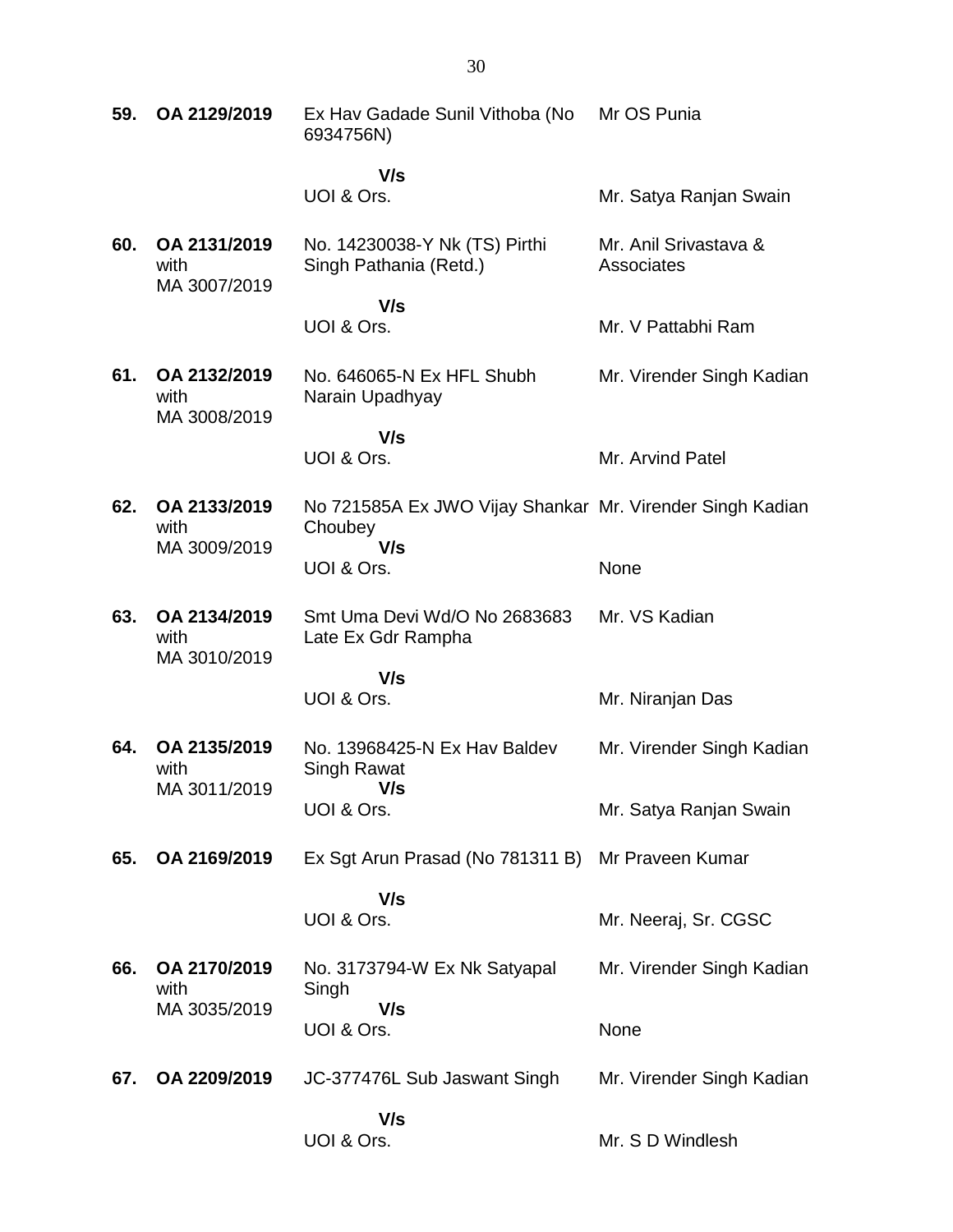| | | | |
|---|---|---|---|
| **59.** | **OA 2129/2019** | Ex Hav Gadade Sunil Vithoba (No 6934756N)<br>**V/s**<br>UOI & Ors. | Mr OS Punia<br><br>Mr. Satya Ranjan Swain |
| **60.** | **OA 2131/2019** with MA 3007/2019 | No. 14230038-Y Nk (TS) Pirthi Singh Pathania (Retd.)<br>**V/s**<br>UOI & Ors. | Mr. Anil Srivastava & Associates<br><br>Mr. V Pattabhi Ram |
| **61.** | **OA 2132/2019** with MA 3008/2019 | No. 646065-N Ex HFL Shubh Narain Upadhyay<br>**V/s**<br>UOI & Ors. | Mr. Virender Singh Kadian<br><br>Mr. Arvind Patel |
| **62.** | **OA 2133/2019** with MA 3009/2019 | No 721585A Ex JWO Vijay Shankar Choubey<br>**V/s**<br>UOI & Ors. | Mr. Virender Singh Kadian<br><br>None |
| **63.** | **OA 2134/2019** with MA 3010/2019 | Smt Uma Devi Wd/O No 2683683 Late Ex Gdr Rampha<br>**V/s**<br>UOI & Ors. | Mr. VS Kadian<br><br>Mr. Niranjan Das |
| **64.** | **OA 2135/2019** with MA 3011/2019 | No. 13968425-N Ex Hav Baldev Singh Rawat<br>**V/s**<br>UOI & Ors. | Mr. Virender Singh Kadian<br><br>Mr. Satya Ranjan Swain |
| **65.** | **OA 2169/2019** | Ex Sgt Arun Prasad (No 781311 B)<br>**V/s**<br>UOI & Ors. | Mr Praveen Kumar<br><br>Mr. Neeraj, Sr. CGSC |
| **66.** | **OA 2170/2019** with MA 3035/2019 | No. 3173794-W Ex Nk Satyapal Singh<br>**V/s**<br>UOI & Ors. | Mr. Virender Singh Kadian<br><br>None |
| **67.** | **OA 2209/2019** | JC-377476L Sub Jaswant Singh<br>**V/s**<br>UOI & Ors. | Mr. Virender Singh Kadian<br><br>Mr. S D Windlesh |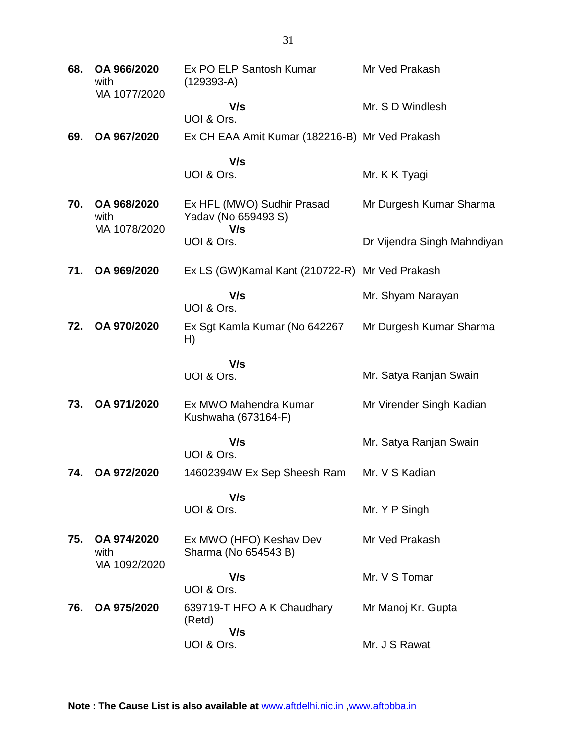| | | | |
|---|---|---|---|
| **68.** | **OA 966/2020** with MA 1077/2020 | Ex PO ELP Santosh Kumar (129393-A) **V/s** UOI & Ors. | Mr Ved Prakash<br>Mr. S D Windlesh |
| **69.** | **OA 967/2020** | Ex CH EAA Amit Kumar (182216-B) **V/s** UOI & Ors. | Mr Ved Prakash<br>Mr. K K Tyagi |
| **70.** | **OA 968/2020** with MA 1078/2020 | Ex HFL (MWO) Sudhir Prasad Yadav (No 659493 S) **V/s** UOI & Ors. | Mr Durgesh Kumar Sharma<br>Dr Vijendra Singh Mahndiyan |
| **71.** | **OA 969/2020** | Ex LS (GW)Kamal Kant (210722-R) **V/s** UOI & Ors. | Mr Ved Prakash<br>Mr. Shyam Narayan |
| **72.** | **OA 970/2020** | Ex Sgt Kamla Kumar (No 642267 H) **V/s** UOI & Ors. | Mr Durgesh Kumar Sharma<br>Mr. Satya Ranjan Swain |
| **73.** | **OA 971/2020** | Ex MWO Mahendra Kumar Kushwaha (673164-F) **V/s** UOI & Ors. | Mr Virender Singh Kadian<br>Mr. Satya Ranjan Swain |
| **74.** | **OA 972/2020** | 14602394W Ex Sep Sheesh Ram **V/s** UOI & Ors. | Mr. V S Kadian<br>Mr. Y P Singh |
| **75.** | **OA 974/2020** with MA 1092/2020 | Ex MWO (HFO) Keshav Dev Sharma (No 654543 B) **V/s** UOI & Ors. | Mr Ved Prakash<br>Mr. V S Tomar |
| **76.** | **OA 975/2020** | 639719-T HFO A K Chaudhary (Retd) **V/s** UOI & Ors. | Mr Manoj Kr. Gupta<br>Mr. J S Rawat |

**Note : The Cause List is also available at** www.aftdelhi.nic.in ,www.aftpbba.in